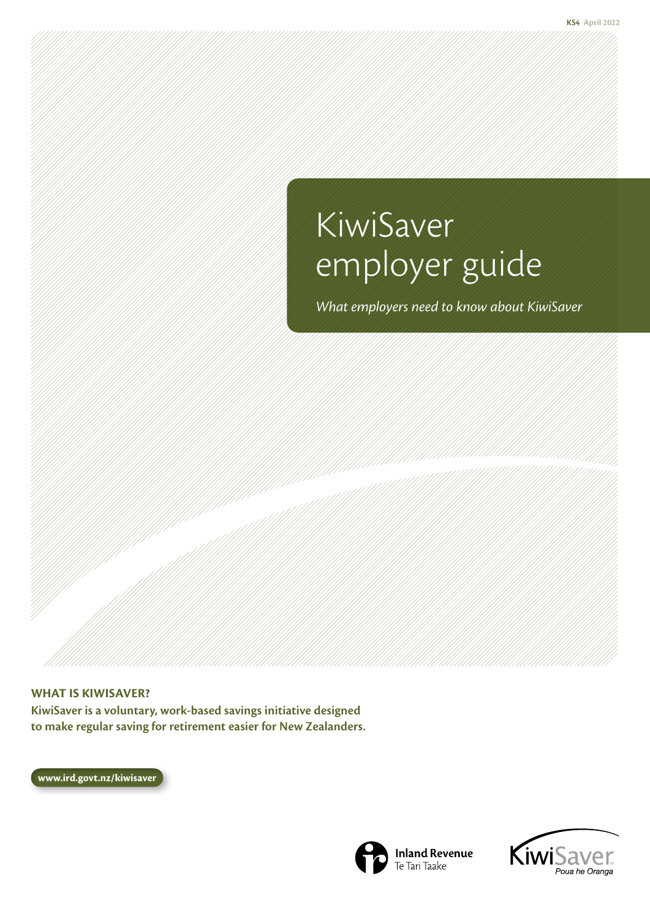KS4 April 2022

# KiwiSaver employer guide

*What employers need to know about KiwiSaver*

**WHAT IS KIWISAVER?**

**KiwiSaver is a voluntary, work-based savings initiative designed to make regular saving for retirement easier for New Zealanders.**

**www.ird.govt.nz/kiwisaver**

Inland Revenue
Te Tari Taake

KiwiSaver
Poua he Oranga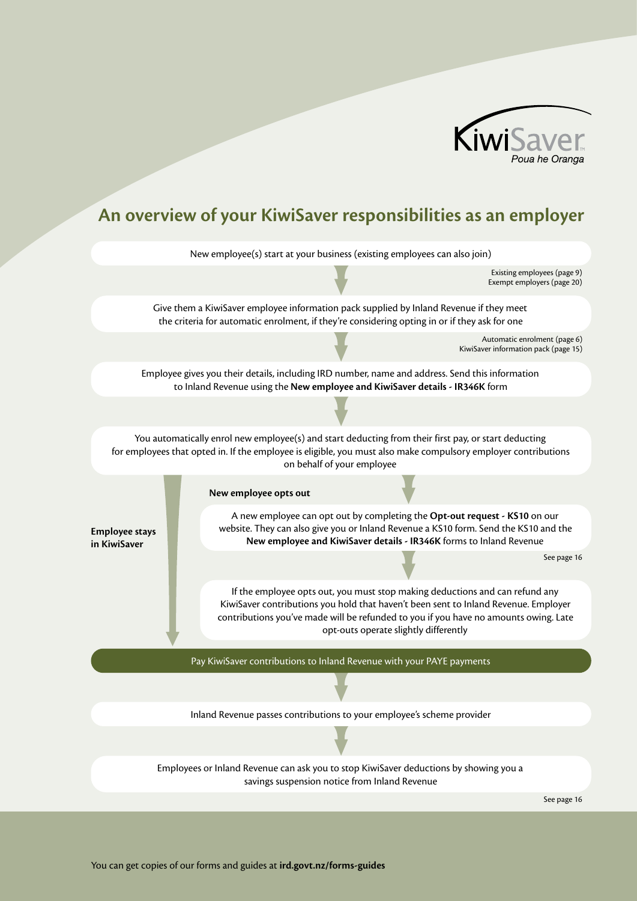# An overview of your KiwiSaver responsibilities as an employer

New employee(s) start at your business (existing employees can also join)

Existing employees (page 9)
Exempt employers (page 20)

Give them a KiwiSaver employee information pack supplied by Inland Revenue if they meet the criteria for automatic enrolment, if they're considering opting in or if they ask for one

Automatic enrolment (page 6)
KiwiSaver information pack (page 15)

Employee gives you their details, including IRD number, name and address. Send this information to Inland Revenue using the **New employee and KiwiSaver details - IR346K** form

You automatically enrol new employee(s) and start deducting from their first pay, or start deducting for employees that opted in. If the employee is eligible, you must also make compulsory employer contributions on behalf of your employee

**Employee stays in KiwiSaver**

**New employee opts out**

A new employee can opt out by completing the **Opt-out request - KS10** on our website. They can also give you or Inland Revenue a KS10 form. Send the KS10 and the **New employee and KiwiSaver details - IR346K** forms to Inland Revenue

See page 16

If the employee opts out, you must stop making deductions and can refund any KiwiSaver contributions you hold that haven't been sent to Inland Revenue. Employer contributions you've made will be refunded to you if you have no amounts owing. Late opt-outs operate slightly differently

Pay KiwiSaver contributions to Inland Revenue with your PAYE payments

Inland Revenue passes contributions to your employee's scheme provider

Employees or Inland Revenue can ask you to stop KiwiSaver deductions by showing you a savings suspension notice from Inland Revenue

See page 16

You can get copies of our forms and guides at **ird.govt.nz/forms-guides**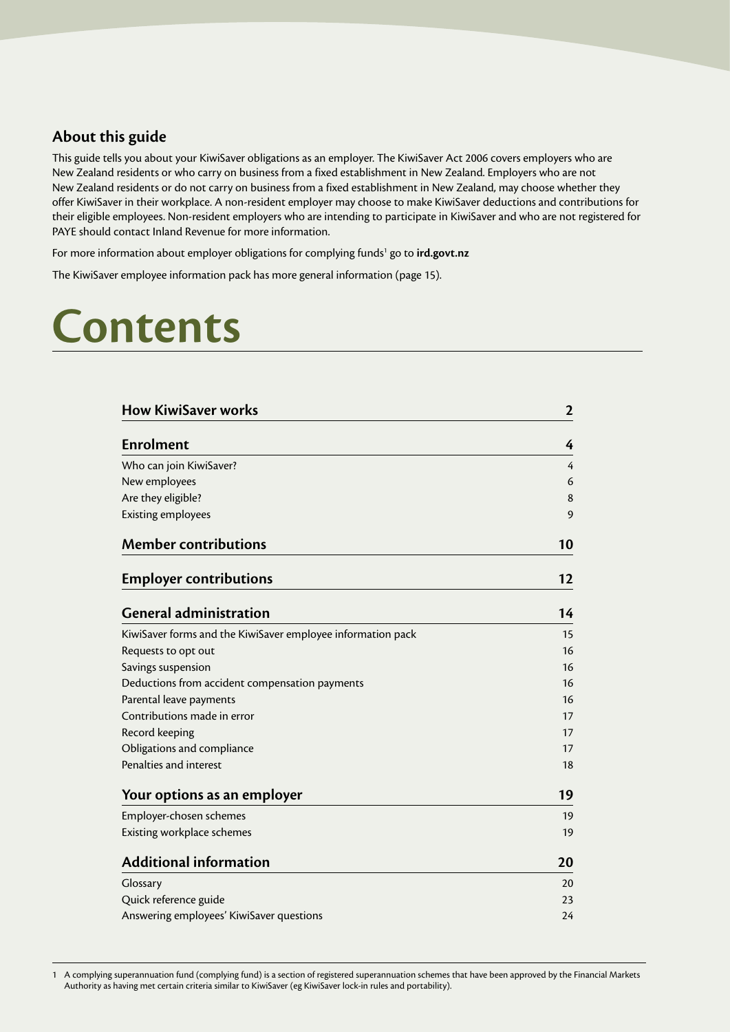## About this guide

This guide tells you about your KiwiSaver obligations as an employer. The KiwiSaver Act 2006 covers employers who are New Zealand residents or who carry on business from a fixed establishment in New Zealand. Employers who are not New Zealand residents or do not carry on business from a fixed establishment in New Zealand, may choose whether they offer KiwiSaver in their workplace. A non-resident employer may choose to make KiwiSaver deductions and contributions for their eligible employees. Non-resident employers who are intending to participate in KiwiSaver and who are not registered for PAYE should contact Inland Revenue for more information.

For more information about employer obligations for complying funds[1] go to **ird.govt.nz**

The KiwiSaver employee information pack has more general information (page 15).

# Contents

| | |
|---|---|
| **How KiwiSaver works** | **2** |
| **Enrolment** | **4** |
| Who can join KiwiSaver? | 4 |
| New employees | 6 |
| Are they eligible? | 8 |
| Existing employees | 9 |
| **Member contributions** | **10** |
| **Employer contributions** | **12** |
| **General administration** | **14** |
| KiwiSaver forms and the KiwiSaver employee information pack | 15 |
| Requests to opt out | 16 |
| Savings suspension | 16 |
| Deductions from accident compensation payments | 16 |
| Parental leave payments | 16 |
| Contributions made in error | 17 |
| Record keeping | 17 |
| Obligations and compliance | 17 |
| Penalties and interest | 18 |
| **Your options as an employer** | **19** |
| Employer-chosen schemes | 19 |
| Existing workplace schemes | 19 |
| **Additional information** | **20** |
| Glossary | 20 |
| Quick reference guide | 23 |
| Answering employees' KiwiSaver questions | 24 |

1 A complying superannuation fund (complying fund) is a section of registered superannuation schemes that have been approved by the Financial Markets Authority as having met certain criteria similar to KiwiSaver (eg KiwiSaver lock-in rules and portability).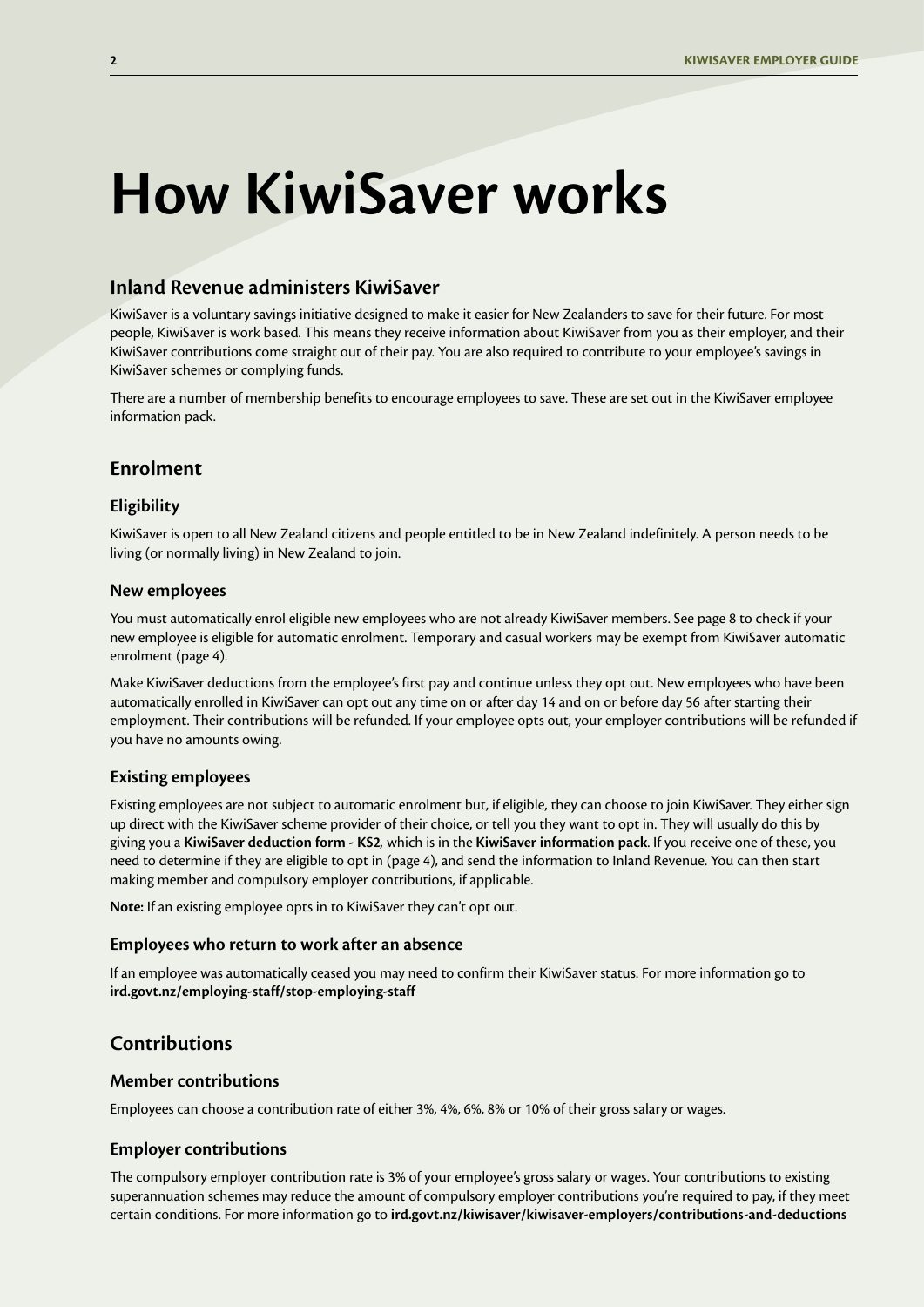# How KiwiSaver works

## Inland Revenue administers KiwiSaver

KiwiSaver is a voluntary savings initiative designed to make it easier for New Zealanders to save for their future. For most people, KiwiSaver is work based. This means they receive information about KiwiSaver from you as their employer, and their KiwiSaver contributions come straight out of their pay. You are also required to contribute to your employee's savings in KiwiSaver schemes or complying funds.

There are a number of membership benefits to encourage employees to save. These are set out in the KiwiSaver employee information pack.

## Enrolment

### Eligibility

KiwiSaver is open to all New Zealand citizens and people entitled to be in New Zealand indefinitely. A person needs to be living (or normally living) in New Zealand to join.

### New employees

You must automatically enrol eligible new employees who are not already KiwiSaver members. See page 8 to check if your new employee is eligible for automatic enrolment. Temporary and casual workers may be exempt from KiwiSaver automatic enrolment (page 4).

Make KiwiSaver deductions from the employee's first pay and continue unless they opt out. New employees who have been automatically enrolled in KiwiSaver can opt out any time on or after day 14 and on or before day 56 after starting their employment. Their contributions will be refunded. If your employee opts out, your employer contributions will be refunded if you have no amounts owing.

### Existing employees

Existing employees are not subject to automatic enrolment but, if eligible, they can choose to join KiwiSaver. They either sign up direct with the KiwiSaver scheme provider of their choice, or tell you they want to opt in. They will usually do this by giving you a **KiwiSaver deduction form - KS2**, which is in the **KiwiSaver information pack**. If you receive one of these, you need to determine if they are eligible to opt in (page 4), and send the information to Inland Revenue. You can then start making member and compulsory employer contributions, if applicable.

**Note:** If an existing employee opts in to KiwiSaver they can't opt out.

### Employees who return to work after an absence

If an employee was automatically ceased you may need to confirm their KiwiSaver status. For more information go to **ird.govt.nz/employing-staff/stop-employing-staff**

## Contributions

### Member contributions

Employees can choose a contribution rate of either 3%, 4%, 6%, 8% or 10% of their gross salary or wages.

### Employer contributions

The compulsory employer contribution rate is 3% of your employee's gross salary or wages. Your contributions to existing superannuation schemes may reduce the amount of compulsory employer contributions you're required to pay, if they meet certain conditions. For more information go to **ird.govt.nz/kiwisaver/kiwisaver-employers/contributions-and-deductions**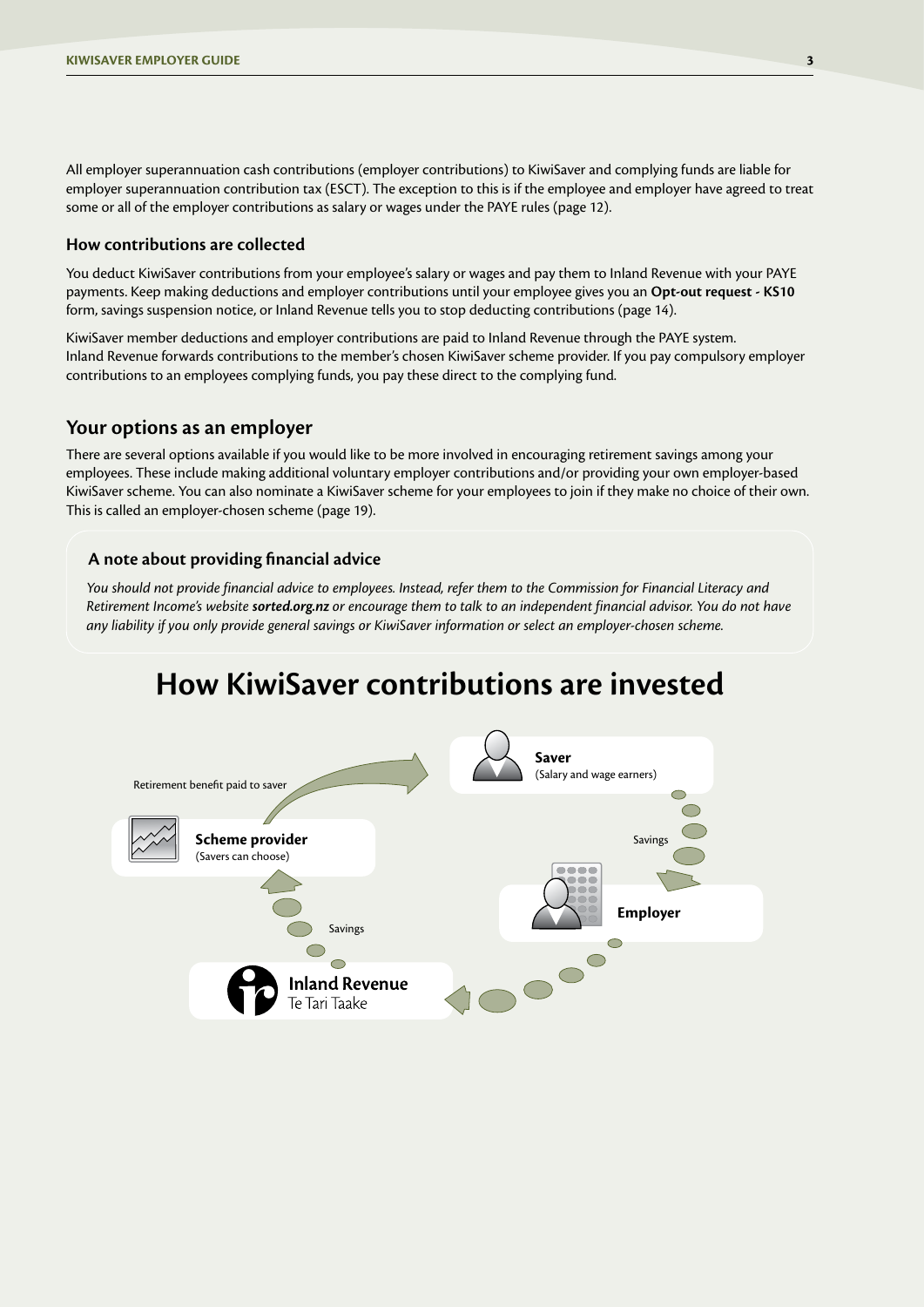All employer superannuation cash contributions (employer contributions) to KiwiSaver and complying funds are liable for employer superannuation contribution tax (ESCT). The exception to this is if the employee and employer have agreed to treat some or all of the employer contributions as salary or wages under the PAYE rules (page 12).

### How contributions are collected

You deduct KiwiSaver contributions from your employee's salary or wages and pay them to Inland Revenue with your PAYE payments. Keep making deductions and employer contributions until your employee gives you an **Opt-out request - KS10** form, savings suspension notice, or Inland Revenue tells you to stop deducting contributions (page 14).

KiwiSaver member deductions and employer contributions are paid to Inland Revenue through the PAYE system. Inland Revenue forwards contributions to the member's chosen KiwiSaver scheme provider. If you pay compulsory employer contributions to an employees complying funds, you pay these direct to the complying fund.

## Your options as an employer

There are several options available if you would like to be more involved in encouraging retirement savings among your employees. These include making additional voluntary employer contributions and/or providing your own employer-based KiwiSaver scheme. You can also nominate a KiwiSaver scheme for your employees to join if they make no choice of their own. This is called an employer-chosen scheme (page 19).

### A note about providing financial advice

*You should not provide financial advice to employees. Instead, refer them to the Commission for Financial Literacy and Retirement Income's website* ***sorted.org.nz*** *or encourage them to talk to an independent financial advisor. You do not have any liability if you only provide general savings or KiwiSaver information or select an employer-chosen scheme.*

# How KiwiSaver contributions are invested

**Saver** (Salary and wage earners)

Savings

**Employer**

**Inland Revenue** Te Tari Taake

Savings

**Scheme provider** (Savers can choose)

Retirement benefit paid to saver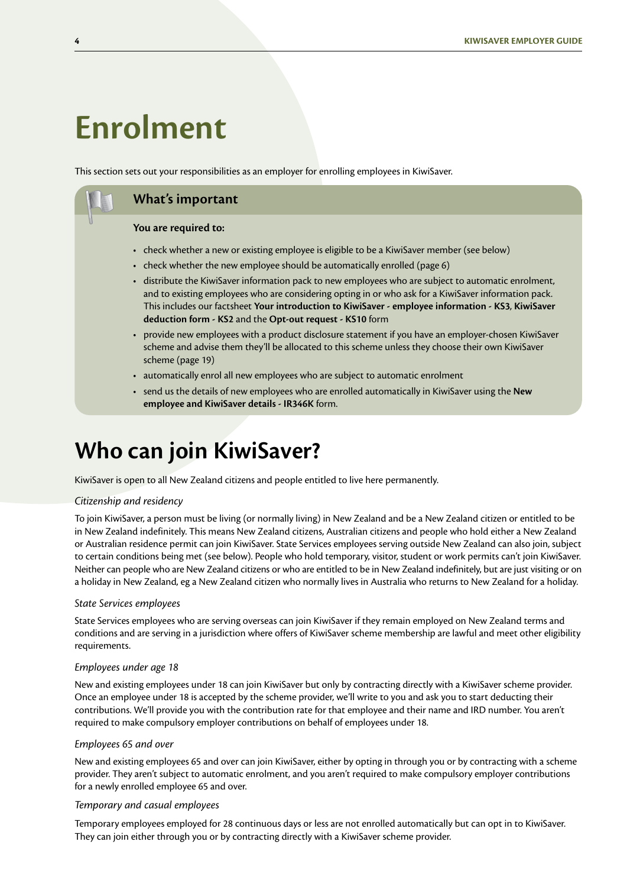# Enrolment

This section sets out your responsibilities as an employer for enrolling employees in KiwiSaver.

### What's important

**You are required to:**

- check whether a new or existing employee is eligible to be a KiwiSaver member (see below)
- check whether the new employee should be automatically enrolled (page 6)
- distribute the KiwiSaver information pack to new employees who are subject to automatic enrolment, and to existing employees who are considering opting in or who ask for a KiwiSaver information pack. This includes our factsheet **Your introduction to KiwiSaver - employee information - KS3**, **KiwiSaver deduction form - KS2** and the **Opt-out request - KS10** form
- provide new employees with a product disclosure statement if you have an employer-chosen KiwiSaver scheme and advise them they'll be allocated to this scheme unless they choose their own KiwiSaver scheme (page 19)
- automatically enrol all new employees who are subject to automatic enrolment
- send us the details of new employees who are enrolled automatically in KiwiSaver using the **New employee and KiwiSaver details - IR346K** form.

## Who can join KiwiSaver?

KiwiSaver is open to all New Zealand citizens and people entitled to live here permanently.

*Citizenship and residency*

To join KiwiSaver, a person must be living (or normally living) in New Zealand and be a New Zealand citizen or entitled to be in New Zealand indefinitely. This means New Zealand citizens, Australian citizens and people who hold either a New Zealand or Australian residence permit can join KiwiSaver. State Services employees serving outside New Zealand can also join, subject to certain conditions being met (see below). People who hold temporary, visitor, student or work permits can't join KiwiSaver. Neither can people who are New Zealand citizens or who are entitled to be in New Zealand indefinitely, but are just visiting or on a holiday in New Zealand, eg a New Zealand citizen who normally lives in Australia who returns to New Zealand for a holiday.

*State Services employees*

State Services employees who are serving overseas can join KiwiSaver if they remain employed on New Zealand terms and conditions and are serving in a jurisdiction where offers of KiwiSaver scheme membership are lawful and meet other eligibility requirements.

*Employees under age 18*

New and existing employees under 18 can join KiwiSaver but only by contracting directly with a KiwiSaver scheme provider. Once an employee under 18 is accepted by the scheme provider, we'll write to you and ask you to start deducting their contributions. We'll provide you with the contribution rate for that employee and their name and IRD number. You aren't required to make compulsory employer contributions on behalf of employees under 18.

*Employees 65 and over*

New and existing employees 65 and over can join KiwiSaver, either by opting in through you or by contracting with a scheme provider. They aren't subject to automatic enrolment, and you aren't required to make compulsory employer contributions for a newly enrolled employee 65 and over.

*Temporary and casual employees*

Temporary employees employed for 28 continuous days or less are not enrolled automatically but can opt in to KiwiSaver. They can join either through you or by contracting directly with a KiwiSaver scheme provider.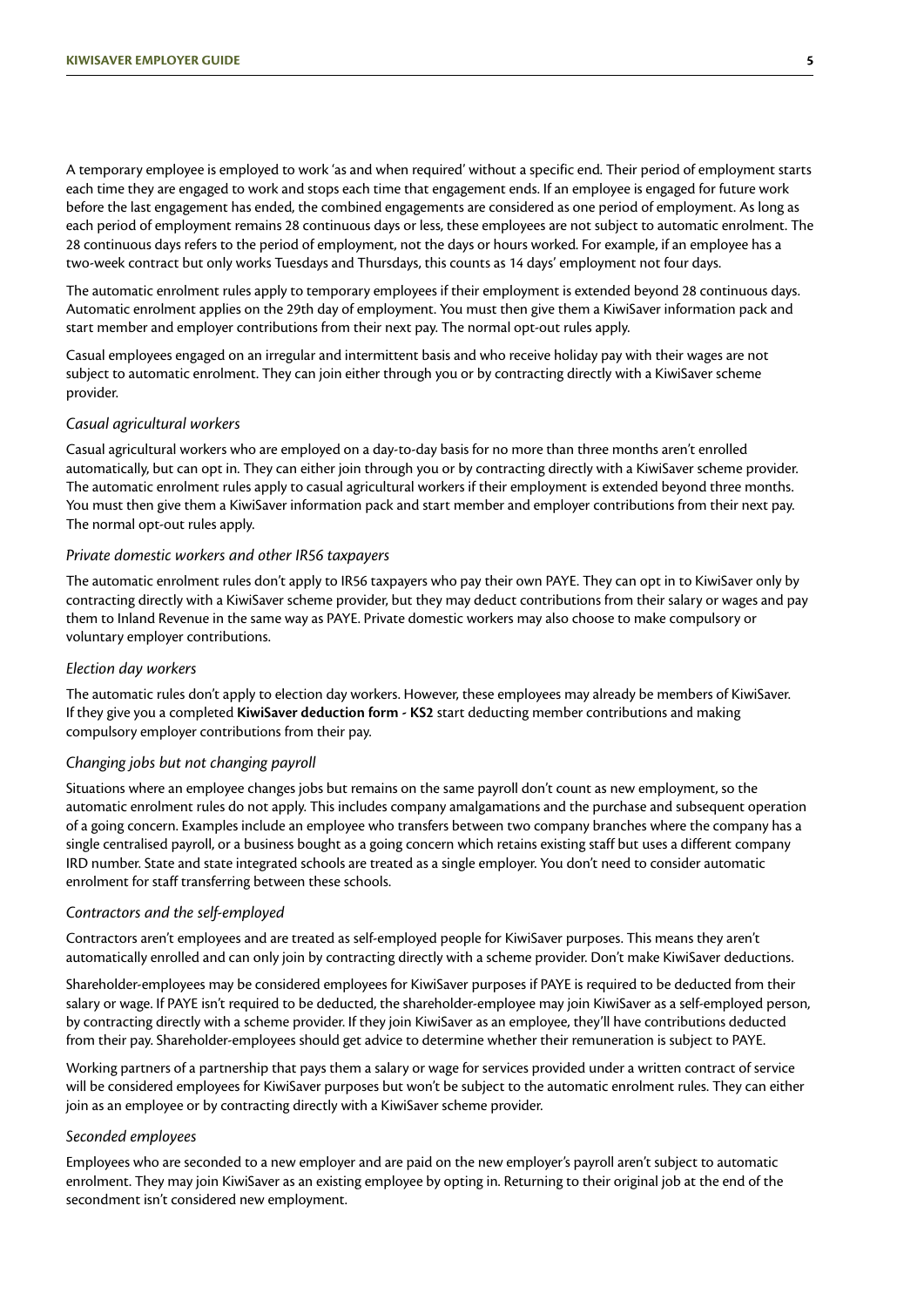A temporary employee is employed to work 'as and when required' without a specific end. Their period of employment starts each time they are engaged to work and stops each time that engagement ends. If an employee is engaged for future work before the last engagement has ended, the combined engagements are considered as one period of employment. As long as each period of employment remains 28 continuous days or less, these employees are not subject to automatic enrolment. The 28 continuous days refers to the period of employment, not the days or hours worked. For example, if an employee has a two-week contract but only works Tuesdays and Thursdays, this counts as 14 days' employment not four days.

The automatic enrolment rules apply to temporary employees if their employment is extended beyond 28 continuous days. Automatic enrolment applies on the 29th day of employment. You must then give them a KiwiSaver information pack and start member and employer contributions from their next pay. The normal opt-out rules apply.

Casual employees engaged on an irregular and intermittent basis and who receive holiday pay with their wages are not subject to automatic enrolment. They can join either through you or by contracting directly with a KiwiSaver scheme provider.

*Casual agricultural workers*

Casual agricultural workers who are employed on a day-to-day basis for no more than three months aren't enrolled automatically, but can opt in. They can either join through you or by contracting directly with a KiwiSaver scheme provider. The automatic enrolment rules apply to casual agricultural workers if their employment is extended beyond three months. You must then give them a KiwiSaver information pack and start member and employer contributions from their next pay. The normal opt-out rules apply.

*Private domestic workers and other IR56 taxpayers*

The automatic enrolment rules don't apply to IR56 taxpayers who pay their own PAYE. They can opt in to KiwiSaver only by contracting directly with a KiwiSaver scheme provider, but they may deduct contributions from their salary or wages and pay them to Inland Revenue in the same way as PAYE. Private domestic workers may also choose to make compulsory or voluntary employer contributions.

*Election day workers*

The automatic rules don't apply to election day workers. However, these employees may already be members of KiwiSaver. If they give you a completed **KiwiSaver deduction form - KS2** start deducting member contributions and making compulsory employer contributions from their pay.

*Changing jobs but not changing payroll*

Situations where an employee changes jobs but remains on the same payroll don't count as new employment, so the automatic enrolment rules do not apply. This includes company amalgamations and the purchase and subsequent operation of a going concern. Examples include an employee who transfers between two company branches where the company has a single centralised payroll, or a business bought as a going concern which retains existing staff but uses a different company IRD number. State and state integrated schools are treated as a single employer. You don't need to consider automatic enrolment for staff transferring between these schools.

*Contractors and the self-employed*

Contractors aren't employees and are treated as self-employed people for KiwiSaver purposes. This means they aren't automatically enrolled and can only join by contracting directly with a scheme provider. Don't make KiwiSaver deductions.

Shareholder-employees may be considered employees for KiwiSaver purposes if PAYE is required to be deducted from their salary or wage. If PAYE isn't required to be deducted, the shareholder-employee may join KiwiSaver as a self-employed person, by contracting directly with a scheme provider. If they join KiwiSaver as an employee, they'll have contributions deducted from their pay. Shareholder-employees should get advice to determine whether their remuneration is subject to PAYE.

Working partners of a partnership that pays them a salary or wage for services provided under a written contract of service will be considered employees for KiwiSaver purposes but won't be subject to the automatic enrolment rules. They can either join as an employee or by contracting directly with a KiwiSaver scheme provider.

*Seconded employees*

Employees who are seconded to a new employer and are paid on the new employer's payroll aren't subject to automatic enrolment. They may join KiwiSaver as an existing employee by opting in. Returning to their original job at the end of the secondment isn't considered new employment.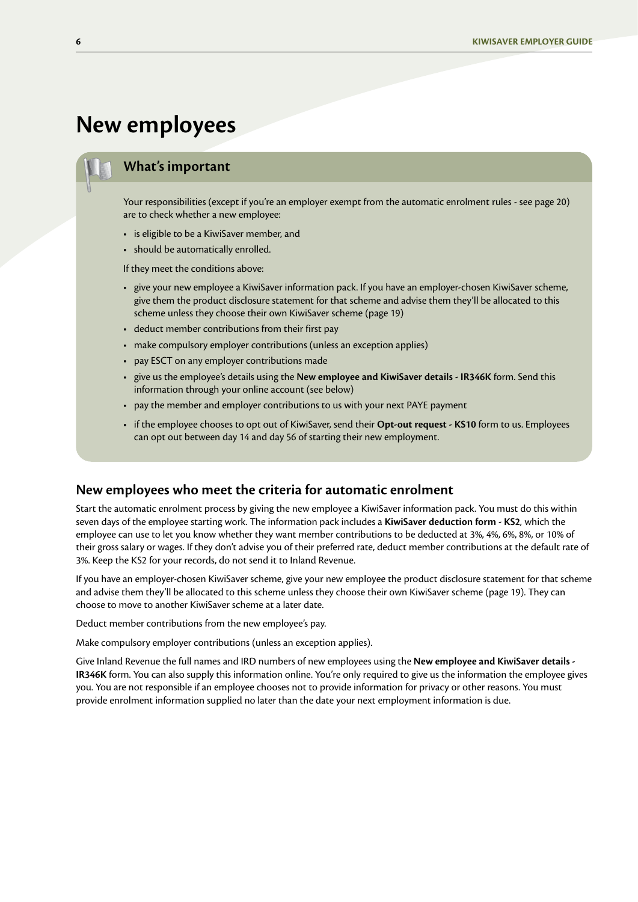# New employees

## What's important

Your responsibilities (except if you're an employer exempt from the automatic enrolment rules - see page 20) are to check whether a new employee:

- is eligible to be a KiwiSaver member, and
- should be automatically enrolled.

If they meet the conditions above:

- give your new employee a KiwiSaver information pack. If you have an employer-chosen KiwiSaver scheme, give them the product disclosure statement for that scheme and advise them they'll be allocated to this scheme unless they choose their own KiwiSaver scheme (page 19)
- deduct member contributions from their first pay
- make compulsory employer contributions (unless an exception applies)
- pay ESCT on any employer contributions made
- give us the employee's details using the **New employee and KiwiSaver details - IR346K** form. Send this information through your online account (see below)
- pay the member and employer contributions to us with your next PAYE payment
- if the employee chooses to opt out of KiwiSaver, send their **Opt-out request - KS10** form to us. Employees can opt out between day 14 and day 56 of starting their new employment.

## New employees who meet the criteria for automatic enrolment

Start the automatic enrolment process by giving the new employee a KiwiSaver information pack. You must do this within seven days of the employee starting work. The information pack includes a **KiwiSaver deduction form - KS2**, which the employee can use to let you know whether they want member contributions to be deducted at 3%, 4%, 6%, 8%, or 10% of their gross salary or wages. If they don't advise you of their preferred rate, deduct member contributions at the default rate of 3%. Keep the KS2 for your records, do not send it to Inland Revenue.

If you have an employer-chosen KiwiSaver scheme, give your new employee the product disclosure statement for that scheme and advise them they'll be allocated to this scheme unless they choose their own KiwiSaver scheme (page 19). They can choose to move to another KiwiSaver scheme at a later date.

Deduct member contributions from the new employee's pay.

Make compulsory employer contributions (unless an exception applies).

Give Inland Revenue the full names and IRD numbers of new employees using the **New employee and KiwiSaver details - IR346K** form. You can also supply this information online. You're only required to give us the information the employee gives you. You are not responsible if an employee chooses not to provide information for privacy or other reasons. You must provide enrolment information supplied no later than the date your next employment information is due.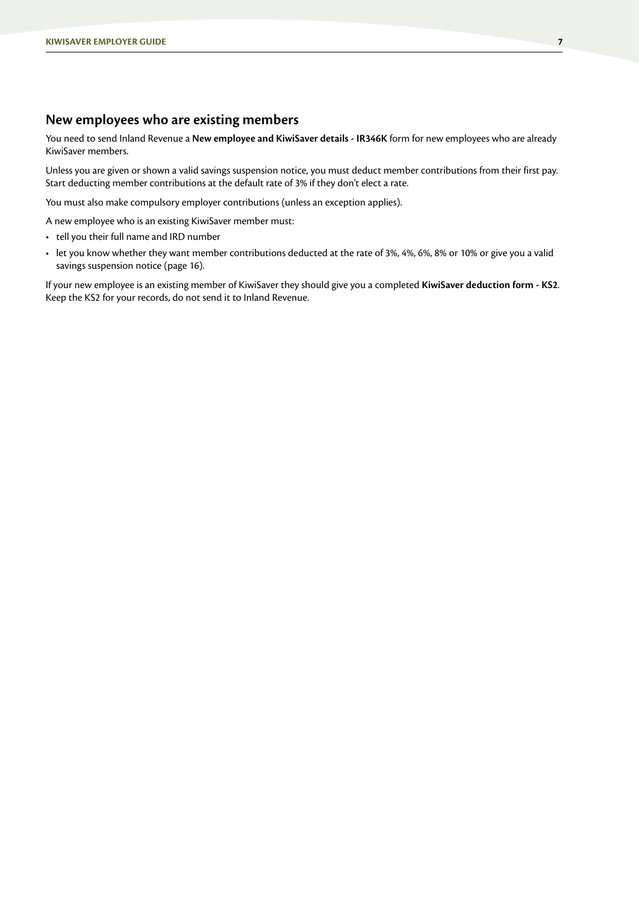## New employees who are existing members

You need to send Inland Revenue a **New employee and KiwiSaver details - IR346K** form for new employees who are already KiwiSaver members.

Unless you are given or shown a valid savings suspension notice, you must deduct member contributions from their first pay. Start deducting member contributions at the default rate of 3% if they don't elect a rate.

You must also make compulsory employer contributions (unless an exception applies).

A new employee who is an existing KiwiSaver member must:

- tell you their full name and IRD number
- let you know whether they want member contributions deducted at the rate of 3%, 4%, 6%, 8% or 10% or give you a valid savings suspension notice (page 16).

If your new employee is an existing member of KiwiSaver they should give you a completed **KiwiSaver deduction form - KS2**. Keep the KS2 for your records, do not send it to Inland Revenue.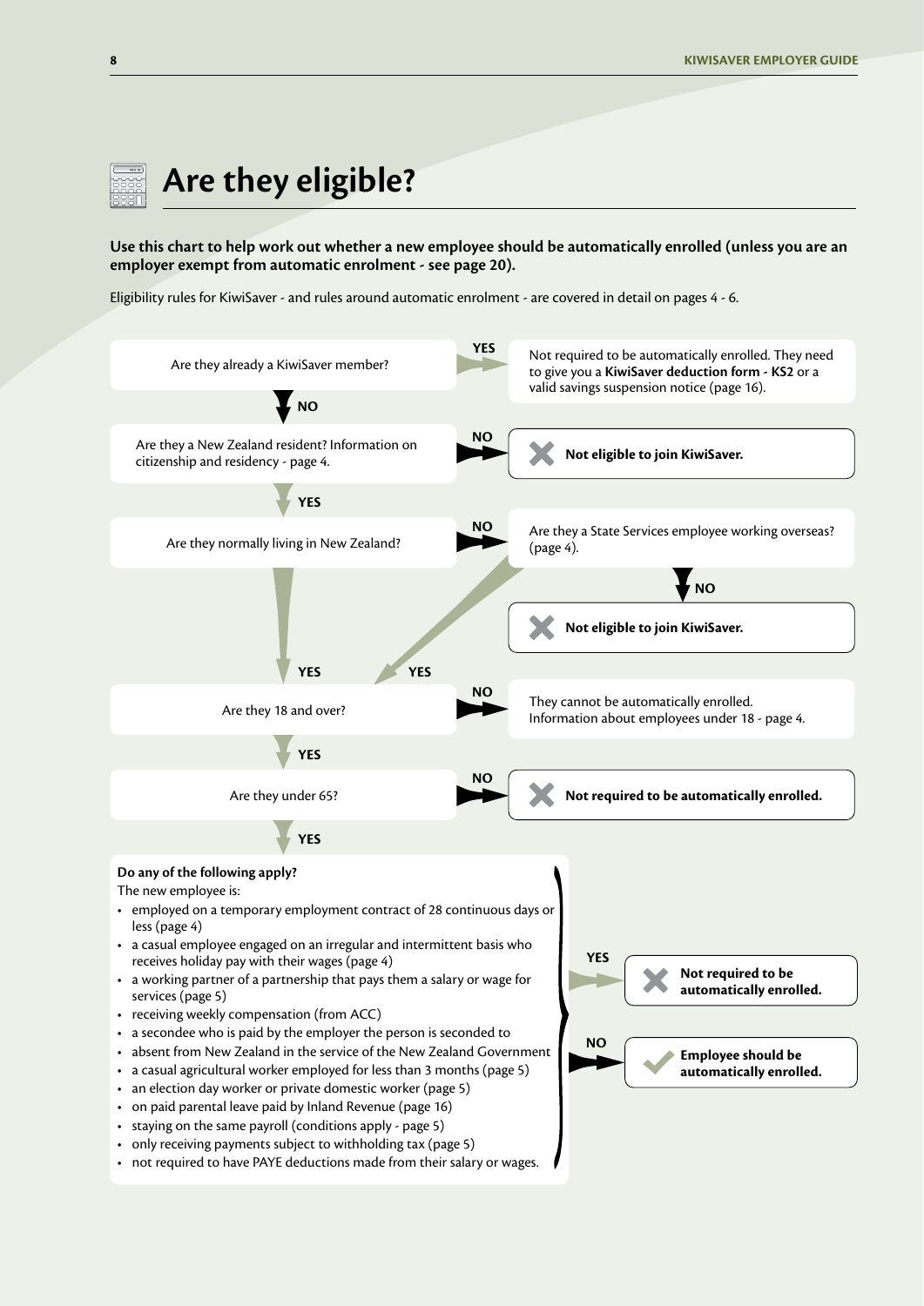# Are they eligible?

**Use this chart to help work out whether a new employee should be automatically enrolled (unless you are an employer exempt from automatic enrolment - see page 20).**

Eligibility rules for KiwiSaver - and rules around automatic enrolment - are covered in detail on pages 4 - 6.

Are they already a KiwiSaver member?

- **YES** → Not required to be automatically enrolled. They need to give you a **KiwiSaver deduction form - KS2** or a valid savings suspension notice (page 16).
- **NO** ↓

Are they a New Zealand resident? Information on citizenship and residency - page 4.

- **NO** → **Not eligible to join KiwiSaver.**
- **YES** ↓

Are they normally living in New Zealand?

- **NO** → Are they a State Services employee working overseas? (page 4).
  - **NO** → **Not eligible to join KiwiSaver.**
  - **YES** → Are they 18 and over?
- **YES** ↓

Are they 18 and over?

- **NO** → They cannot be automatically enrolled. Information about employees under 18 - page 4.
- **YES** ↓

Are they under 65?

- **NO** → **Not required to be automatically enrolled.**
- **YES** ↓

**Do any of the following apply?**

The new employee is:

- employed on a temporary employment contract of 28 continuous days or less (page 4)
- a casual employee engaged on an irregular and intermittent basis who receives holiday pay with their wages (page 4)
- a working partner of a partnership that pays them a salary or wage for services (page 5)
- receiving weekly compensation (from ACC)
- a secondee who is paid by the employer the person is seconded to
- absent from New Zealand in the service of the New Zealand Government
- a casual agricultural worker employed for less than 3 months (page 5)
- an election day worker or private domestic worker (page 5)
- on paid parental leave paid by Inland Revenue (page 16)
- staying on the same payroll (conditions apply - page 5)
- only receiving payments subject to withholding tax (page 5)
- not required to have PAYE deductions made from their salary or wages.

- **YES** → **Not required to be automatically enrolled.**
- **NO** → **Employee should be automatically enrolled.**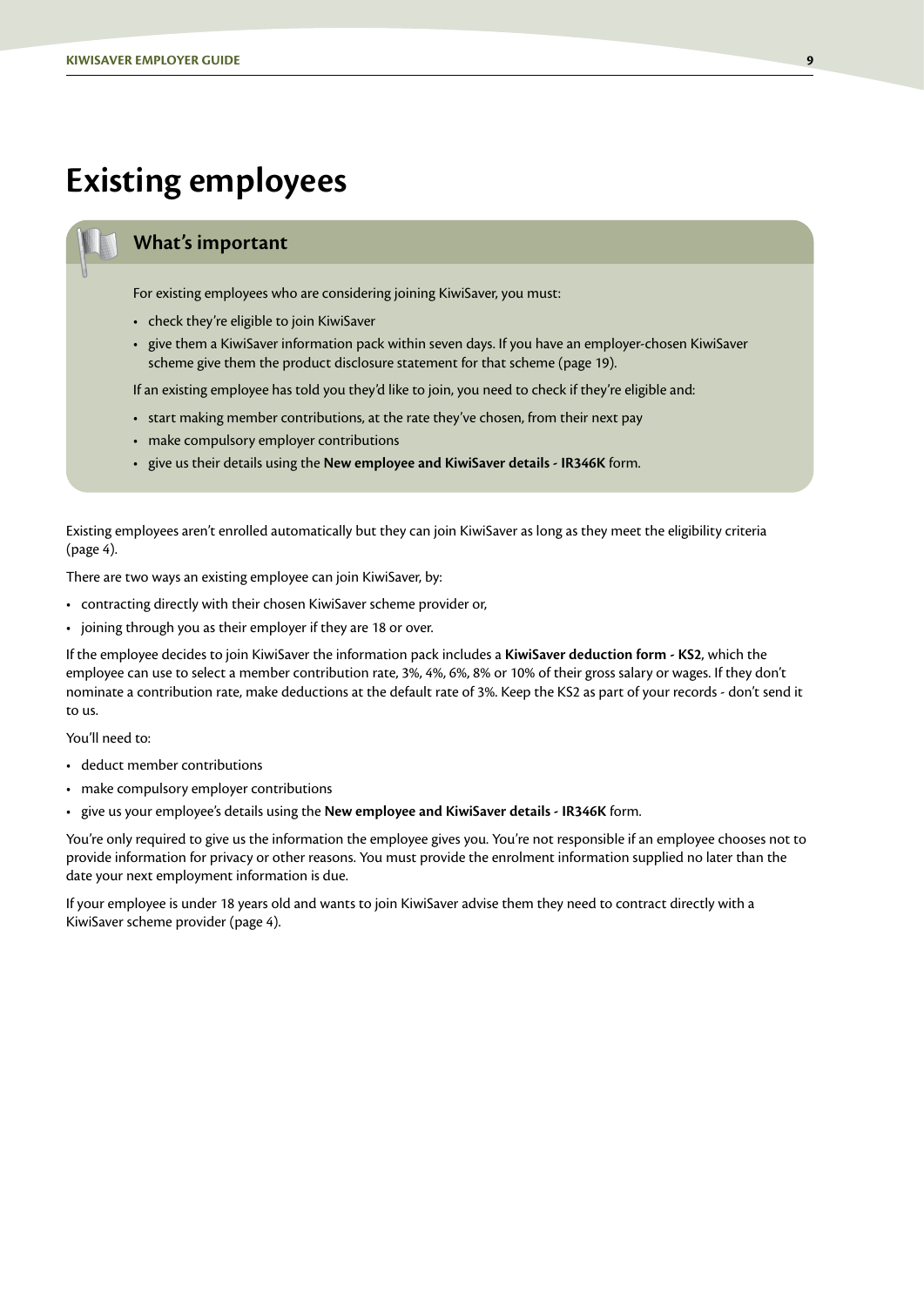# Existing employees

## What's important

For existing employees who are considering joining KiwiSaver, you must:

- check they're eligible to join KiwiSaver
- give them a KiwiSaver information pack within seven days. If you have an employer-chosen KiwiSaver scheme give them the product disclosure statement for that scheme (page 19).

If an existing employee has told you they'd like to join, you need to check if they're eligible and:

- start making member contributions, at the rate they've chosen, from their next pay
- make compulsory employer contributions
- give us their details using the **New employee and KiwiSaver details - IR346K** form.

Existing employees aren't enrolled automatically but they can join KiwiSaver as long as they meet the eligibility criteria (page 4).

There are two ways an existing employee can join KiwiSaver, by:

- contracting directly with their chosen KiwiSaver scheme provider or,
- joining through you as their employer if they are 18 or over.

If the employee decides to join KiwiSaver the information pack includes a **KiwiSaver deduction form - KS2**, which the employee can use to select a member contribution rate, 3%, 4%, 6%, 8% or 10% of their gross salary or wages. If they don't nominate a contribution rate, make deductions at the default rate of 3%. Keep the KS2 as part of your records - don't send it to us.

You'll need to:

- deduct member contributions
- make compulsory employer contributions
- give us your employee's details using the **New employee and KiwiSaver details - IR346K** form.

You're only required to give us the information the employee gives you. You're not responsible if an employee chooses not to provide information for privacy or other reasons. You must provide the enrolment information supplied no later than the date your next employment information is due.

If your employee is under 18 years old and wants to join KiwiSaver advise them they need to contract directly with a KiwiSaver scheme provider (page 4).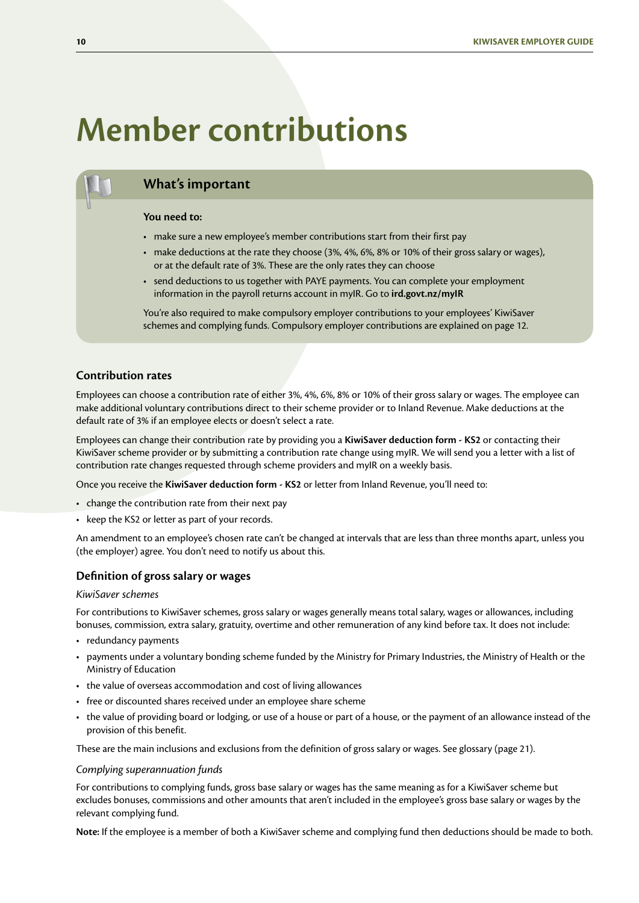# Member contributions

## What's important

**You need to:**

- make sure a new employee's member contributions start from their first pay
- make deductions at the rate they choose (3%, 4%, 6%, 8% or 10% of their gross salary or wages), or at the default rate of 3%. These are the only rates they can choose
- send deductions to us together with PAYE payments. You can complete your employment information in the payroll returns account in myIR. Go to **ird.govt.nz/myIR**

You're also required to make compulsory employer contributions to your employees' KiwiSaver schemes and complying funds. Compulsory employer contributions are explained on page 12.

### Contribution rates

Employees can choose a contribution rate of either 3%, 4%, 6%, 8% or 10% of their gross salary or wages. The employee can make additional voluntary contributions direct to their scheme provider or to Inland Revenue. Make deductions at the default rate of 3% if an employee elects or doesn't select a rate.

Employees can change their contribution rate by providing you a **KiwiSaver deduction form - KS2** or contacting their KiwiSaver scheme provider or by submitting a contribution rate change using myIR. We will send you a letter with a list of contribution rate changes requested through scheme providers and myIR on a weekly basis.

Once you receive the **KiwiSaver deduction form - KS2** or letter from Inland Revenue, you'll need to:

- change the contribution rate from their next pay
- keep the KS2 or letter as part of your records.

An amendment to an employee's chosen rate can't be changed at intervals that are less than three months apart, unless you (the employer) agree. You don't need to notify us about this.

### Definition of gross salary or wages

*KiwiSaver schemes*

For contributions to KiwiSaver schemes, gross salary or wages generally means total salary, wages or allowances, including bonuses, commission, extra salary, gratuity, overtime and other remuneration of any kind before tax. It does not include:

- redundancy payments
- payments under a voluntary bonding scheme funded by the Ministry for Primary Industries, the Ministry of Health or the Ministry of Education
- the value of overseas accommodation and cost of living allowances
- free or discounted shares received under an employee share scheme
- the value of providing board or lodging, or use of a house or part of a house, or the payment of an allowance instead of the provision of this benefit.

These are the main inclusions and exclusions from the definition of gross salary or wages. See glossary (page 21).

*Complying superannuation funds*

For contributions to complying funds, gross base salary or wages has the same meaning as for a KiwiSaver scheme but excludes bonuses, commissions and other amounts that aren't included in the employee's gross base salary or wages by the relevant complying fund.

**Note:** If the employee is a member of both a KiwiSaver scheme and complying fund then deductions should be made to both.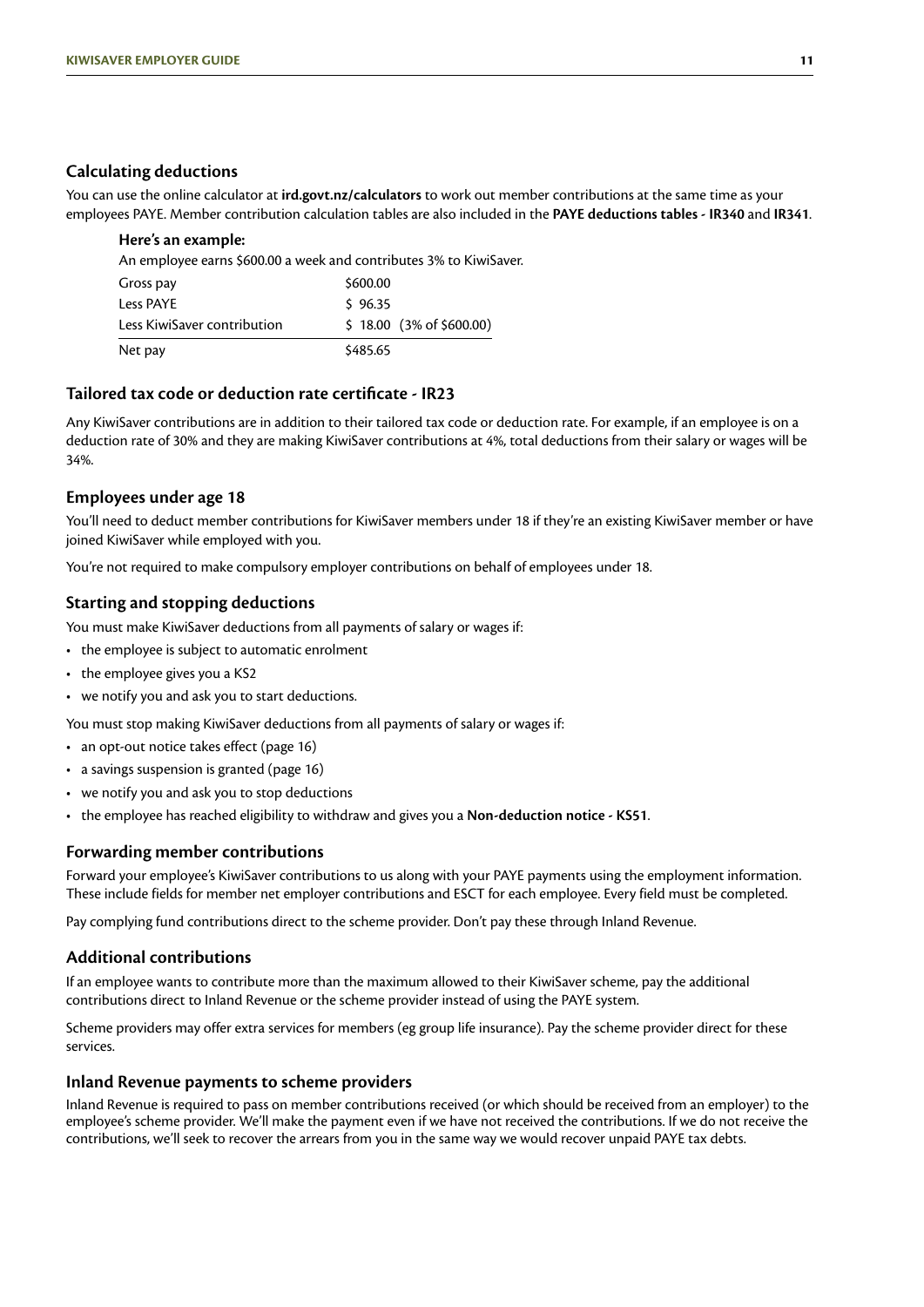## Calculating deductions

You can use the online calculator at **ird.govt.nz/calculators** to work out member contributions at the same time as your employees PAYE. Member contribution calculation tables are also included in the **PAYE deductions tables - IR340** and **IR341**.

**Here's an example:**

An employee earns $600.00 a week and contributes 3% to KiwiSaver.

| | |
|---|---|
| Gross pay | $600.00 |
| Less PAYE | $ 96.35 |
| Less KiwiSaver contribution | $ 18.00 (3% of $600.00) |
| Net pay | $485.65 |

## Tailored tax code or deduction rate certificate - IR23

Any KiwiSaver contributions are in addition to their tailored tax code or deduction rate. For example, if an employee is on a deduction rate of 30% and they are making KiwiSaver contributions at 4%, total deductions from their salary or wages will be 34%.

## Employees under age 18

You'll need to deduct member contributions for KiwiSaver members under 18 if they're an existing KiwiSaver member or have joined KiwiSaver while employed with you.

You're not required to make compulsory employer contributions on behalf of employees under 18.

## Starting and stopping deductions

You must make KiwiSaver deductions from all payments of salary or wages if:

- the employee is subject to automatic enrolment
- the employee gives you a KS2
- we notify you and ask you to start deductions.

You must stop making KiwiSaver deductions from all payments of salary or wages if:

- an opt-out notice takes effect (page 16)
- a savings suspension is granted (page 16)
- we notify you and ask you to stop deductions
- the employee has reached eligibility to withdraw and gives you a **Non-deduction notice - KS51**.

## Forwarding member contributions

Forward your employee's KiwiSaver contributions to us along with your PAYE payments using the employment information. These include fields for member net employer contributions and ESCT for each employee. Every field must be completed.

Pay complying fund contributions direct to the scheme provider. Don't pay these through Inland Revenue.

## Additional contributions

If an employee wants to contribute more than the maximum allowed to their KiwiSaver scheme, pay the additional contributions direct to Inland Revenue or the scheme provider instead of using the PAYE system.

Scheme providers may offer extra services for members (eg group life insurance). Pay the scheme provider direct for these services.

## Inland Revenue payments to scheme providers

Inland Revenue is required to pass on member contributions received (or which should be received from an employer) to the employee's scheme provider. We'll make the payment even if we have not received the contributions. If we do not receive the contributions, we'll seek to recover the arrears from you in the same way we would recover unpaid PAYE tax debts.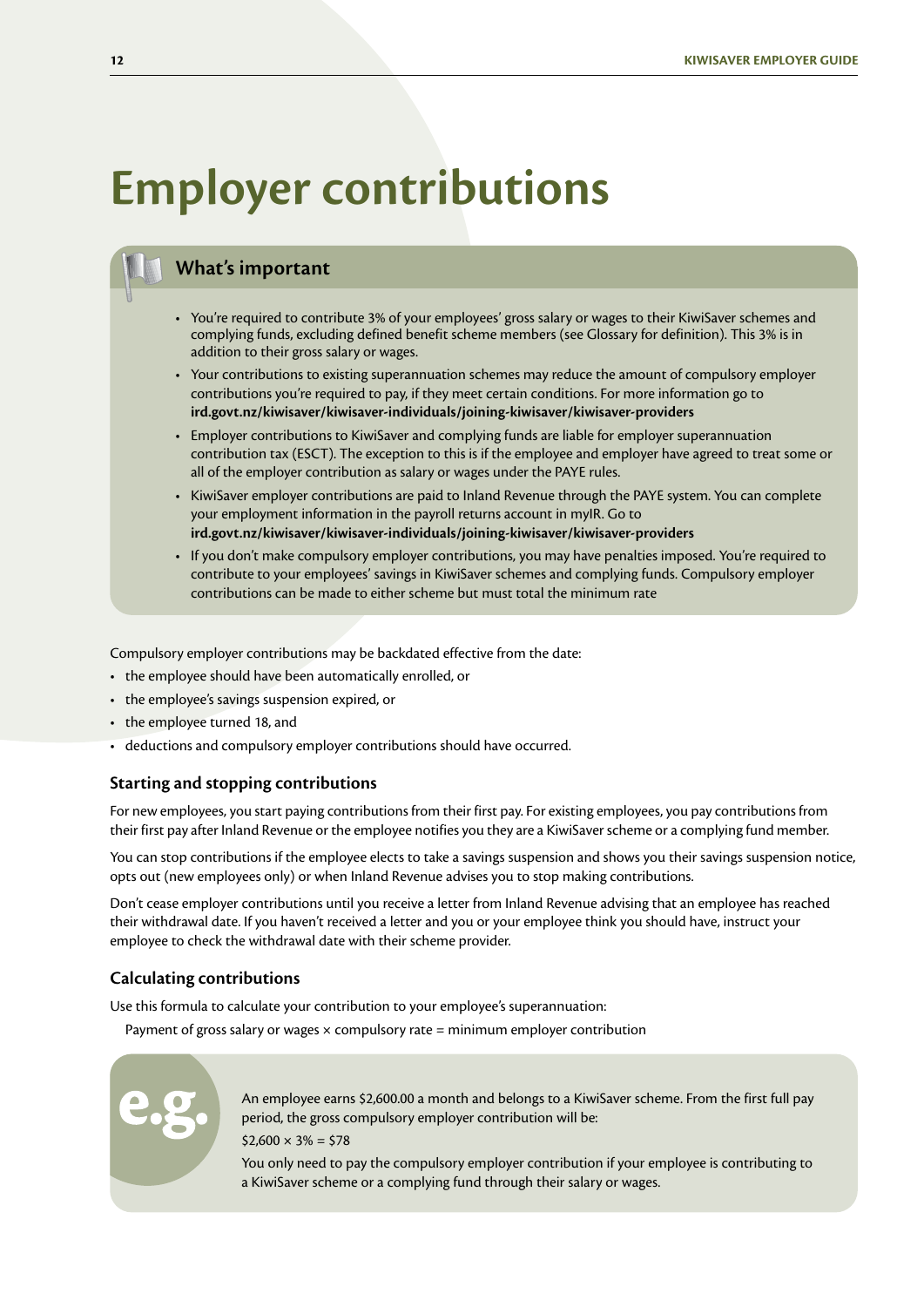# Employer contributions

## What's important

- You're required to contribute 3% of your employees' gross salary or wages to their KiwiSaver schemes and complying funds, excluding defined benefit scheme members (see Glossary for definition). This 3% is in addition to their gross salary or wages.
- Your contributions to existing superannuation schemes may reduce the amount of compulsory employer contributions you're required to pay, if they meet certain conditions. For more information go to **ird.govt.nz/kiwisaver/kiwisaver-individuals/joining-kiwisaver/kiwisaver-providers**
- Employer contributions to KiwiSaver and complying funds are liable for employer superannuation contribution tax (ESCT). The exception to this is if the employee and employer have agreed to treat some or all of the employer contribution as salary or wages under the PAYE rules.
- KiwiSaver employer contributions are paid to Inland Revenue through the PAYE system. You can complete your employment information in the payroll returns account in myIR. Go to **ird.govt.nz/kiwisaver/kiwisaver-individuals/joining-kiwisaver/kiwisaver-providers**
- If you don't make compulsory employer contributions, you may have penalties imposed. You're required to contribute to your employees' savings in KiwiSaver schemes and complying funds. Compulsory employer contributions can be made to either scheme but must total the minimum rate

Compulsory employer contributions may be backdated effective from the date:

- the employee should have been automatically enrolled, or
- the employee's savings suspension expired, or
- the employee turned 18, and
- deductions and compulsory employer contributions should have occurred.

### Starting and stopping contributions

For new employees, you start paying contributions from their first pay. For existing employees, you pay contributions from their first pay after Inland Revenue or the employee notifies you they are a KiwiSaver scheme or a complying fund member.

You can stop contributions if the employee elects to take a savings suspension and shows you their savings suspension notice, opts out (new employees only) or when Inland Revenue advises you to stop making contributions.

Don't cease employer contributions until you receive a letter from Inland Revenue advising that an employee has reached their withdrawal date. If you haven't received a letter and you or your employee think you should have, instruct your employee to check the withdrawal date with their scheme provider.

### Calculating contributions

Use this formula to calculate your contribution to your employee's superannuation:

Payment of gross salary or wages × compulsory rate = minimum employer contribution

**e.g.**

An employee earns $2,600.00 a month and belongs to a KiwiSaver scheme. From the first full pay period, the gross compulsory employer contribution will be:

$2,600 × 3% = $78

You only need to pay the compulsory employer contribution if your employee is contributing to a KiwiSaver scheme or a complying fund through their salary or wages.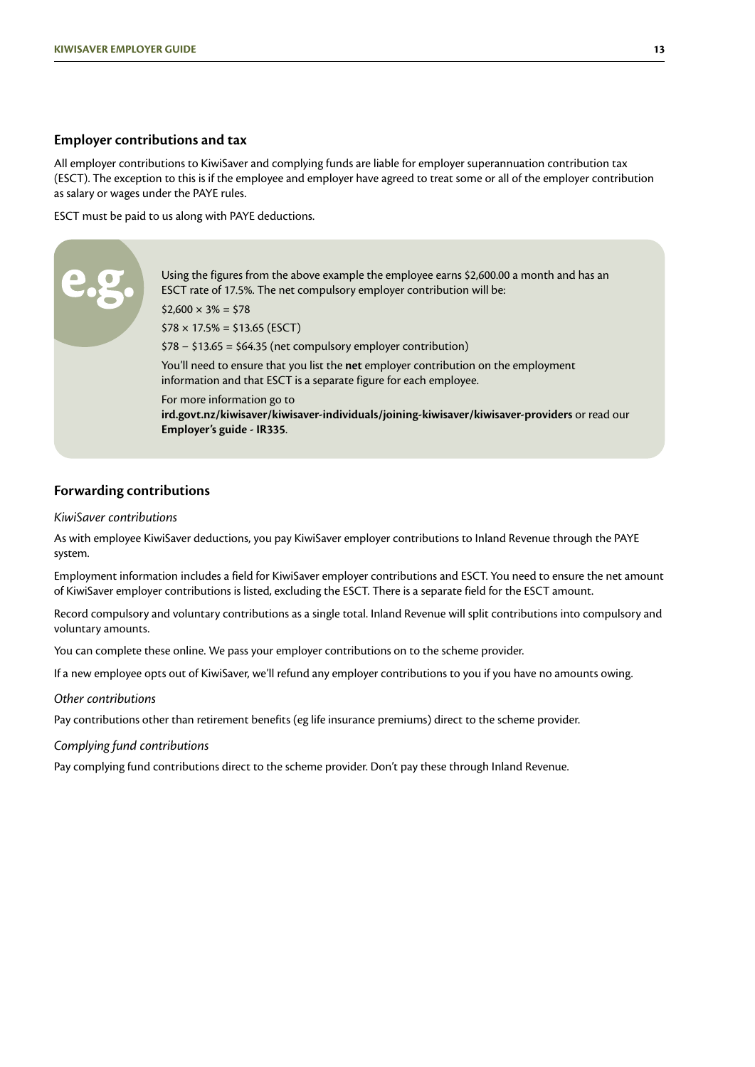## Employer contributions and tax

All employer contributions to KiwiSaver and complying funds are liable for employer superannuation contribution tax (ESCT). The exception to this is if the employee and employer have agreed to treat some or all of the employer contribution as salary or wages under the PAYE rules.

ESCT must be paid to us along with PAYE deductions.

> **e.g.**
>
> Using the figures from the above example the employee earns $2,600.00 a month and has an ESCT rate of 17.5%. The net compulsory employer contribution will be:
>
> $2,600 × 3% = $78
>
> $78 × 17.5% = $13.65 (ESCT)
>
> $78 – $13.65 = $64.35 (net compulsory employer contribution)
>
> You'll need to ensure that you list the **net** employer contribution on the employment information and that ESCT is a separate figure for each employee.
>
> For more information go to **ird.govt.nz/kiwisaver/kiwisaver-individuals/joining-kiwisaver/kiwisaver-providers** or read our **Employer's guide - IR335**.

## Forwarding contributions

*KiwiSaver contributions*

As with employee KiwiSaver deductions, you pay KiwiSaver employer contributions to Inland Revenue through the PAYE system.

Employment information includes a field for KiwiSaver employer contributions and ESCT. You need to ensure the net amount of KiwiSaver employer contributions is listed, excluding the ESCT. There is a separate field for the ESCT amount.

Record compulsory and voluntary contributions as a single total. Inland Revenue will split contributions into compulsory and voluntary amounts.

You can complete these online. We pass your employer contributions on to the scheme provider.

If a new employee opts out of KiwiSaver, we'll refund any employer contributions to you if you have no amounts owing.

*Other contributions*

Pay contributions other than retirement benefits (eg life insurance premiums) direct to the scheme provider.

*Complying fund contributions*

Pay complying fund contributions direct to the scheme provider. Don't pay these through Inland Revenue.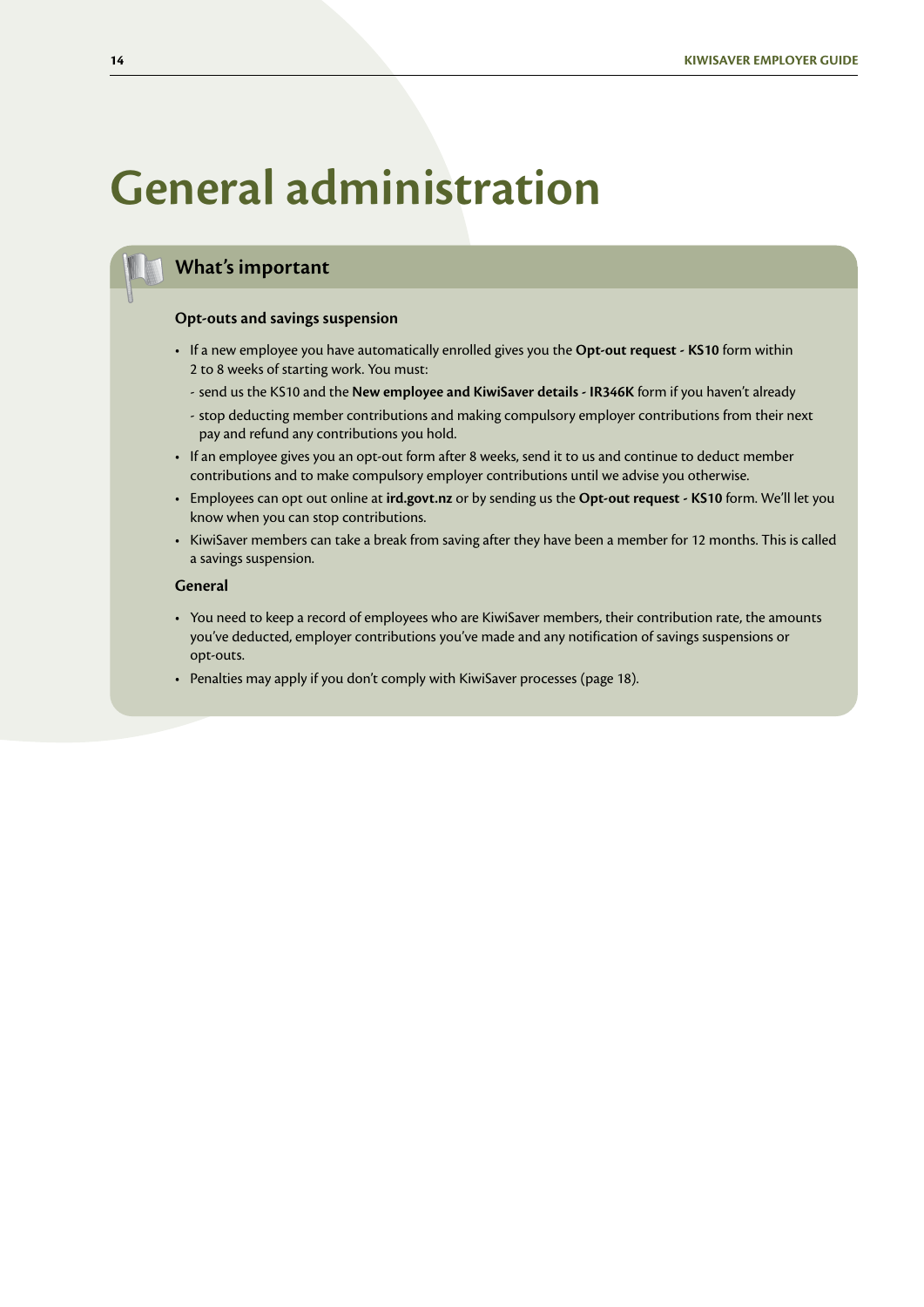# General administration

## What's important

### Opt-outs and savings suspension

- If a new employee you have automatically enrolled gives you the **Opt-out request - KS10** form within 2 to 8 weeks of starting work. You must:
  - send us the KS10 and the **New employee and KiwiSaver details - IR346K** form if you haven't already
  - stop deducting member contributions and making compulsory employer contributions from their next pay and refund any contributions you hold.
- If an employee gives you an opt-out form after 8 weeks, send it to us and continue to deduct member contributions and to make compulsory employer contributions until we advise you otherwise.
- Employees can opt out online at **ird.govt.nz** or by sending us the **Opt-out request - KS10** form. We'll let you know when you can stop contributions.
- KiwiSaver members can take a break from saving after they have been a member for 12 months. This is called a savings suspension.

### General

- You need to keep a record of employees who are KiwiSaver members, their contribution rate, the amounts you've deducted, employer contributions you've made and any notification of savings suspensions or opt-outs.
- Penalties may apply if you don't comply with KiwiSaver processes (page 18).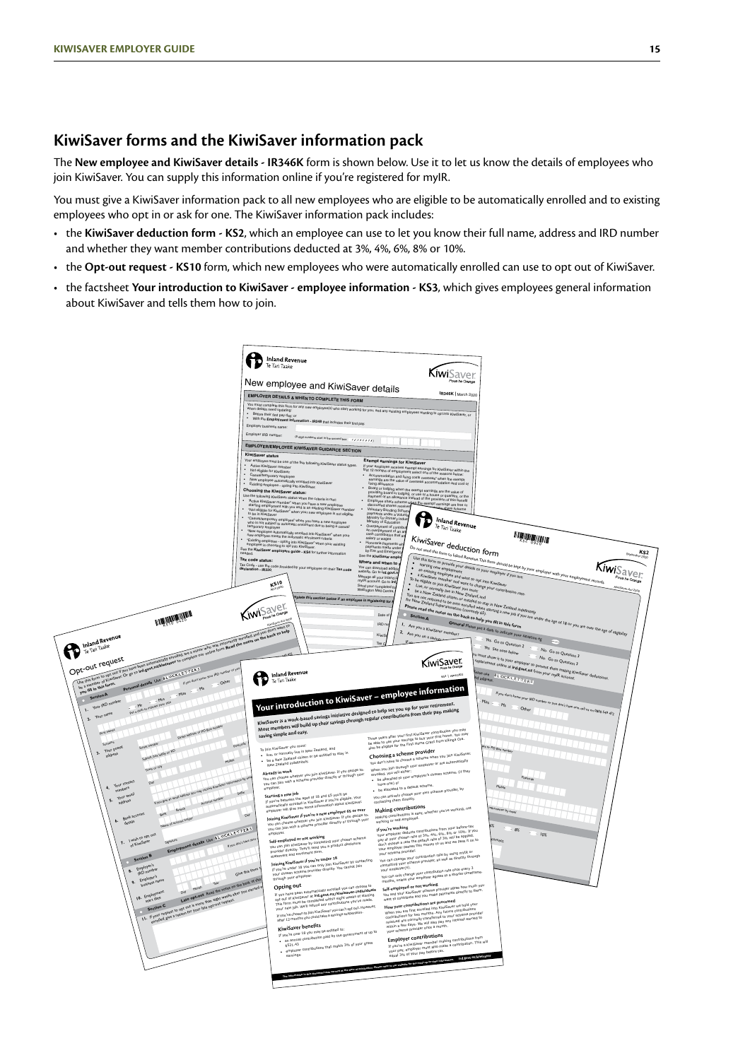## KiwiSaver forms and the KiwiSaver information pack

The **New employee and KiwiSaver details - IR346K** form is shown below. Use it to let us know the details of employees who join KiwiSaver. You can supply this information online if you're registered for myIR.

You must give a KiwiSaver information pack to all new employees who are eligible to be automatically enrolled and to existing employees who opt in or ask for one. The KiwiSaver information pack includes:

- the **KiwiSaver deduction form - KS2**, which an employee can use to let you know their full name, address and IRD number and whether they want member contributions deducted at 3%, 4%, 6%, 8% or 10%.
- the **Opt-out request - KS10** form, which new employees who were automatically enrolled can use to opt out of KiwiSaver.
- the factsheet **Your introduction to KiwiSaver - employee information - KS3**, which gives employees general information about KiwiSaver and tells them how to join.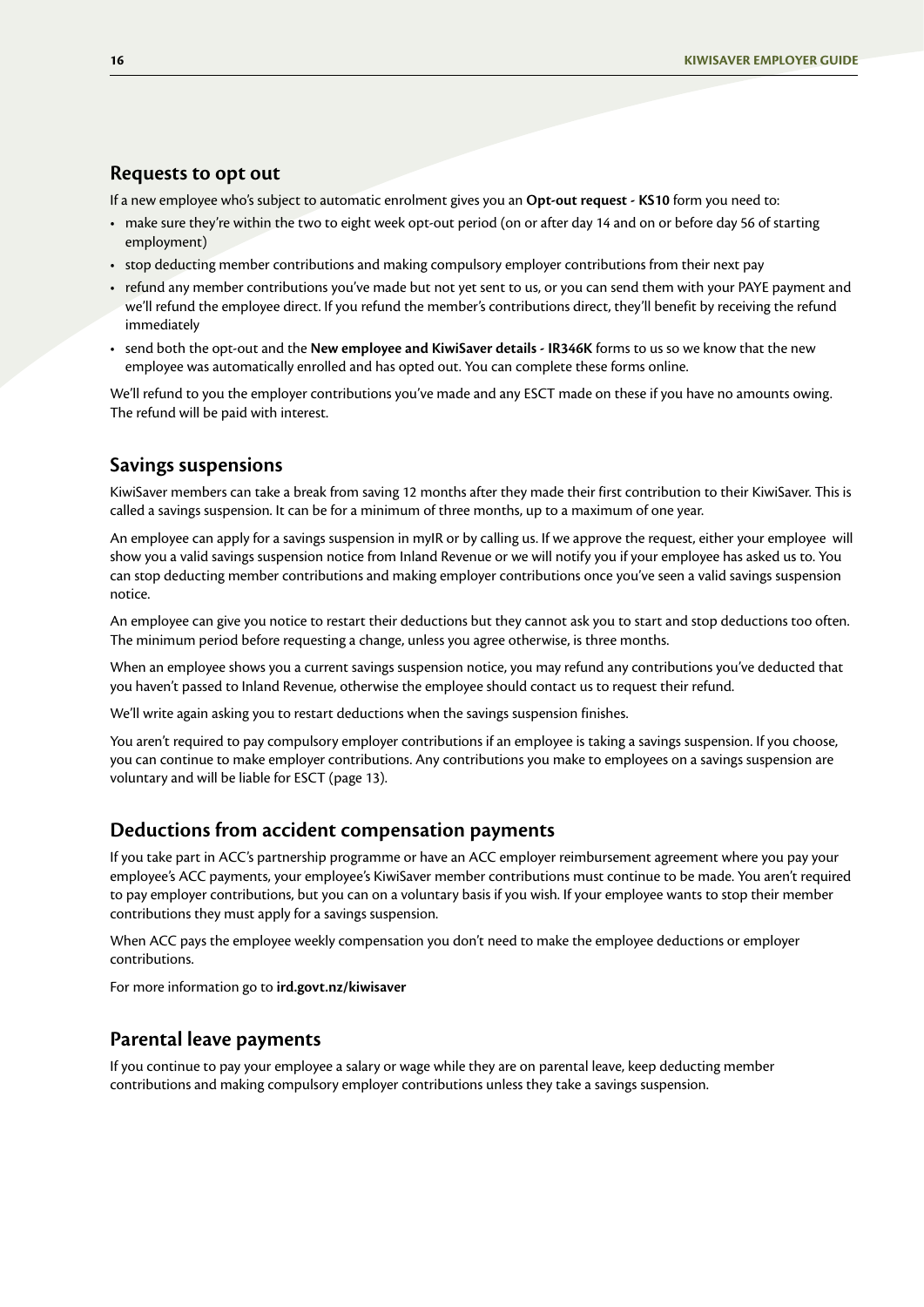## Requests to opt out

If a new employee who's subject to automatic enrolment gives you an **Opt-out request - KS10** form you need to:

- make sure they're within the two to eight week opt-out period (on or after day 14 and on or before day 56 of starting employment)
- stop deducting member contributions and making compulsory employer contributions from their next pay
- refund any member contributions you've made but not yet sent to us, or you can send them with your PAYE payment and we'll refund the employee direct. If you refund the member's contributions direct, they'll benefit by receiving the refund immediately
- send both the opt-out and the **New employee and KiwiSaver details - IR346K** forms to us so we know that the new employee was automatically enrolled and has opted out. You can complete these forms online.

We'll refund to you the employer contributions you've made and any ESCT made on these if you have no amounts owing. The refund will be paid with interest.

## Savings suspensions

KiwiSaver members can take a break from saving 12 months after they made their first contribution to their KiwiSaver. This is called a savings suspension. It can be for a minimum of three months, up to a maximum of one year.

An employee can apply for a savings suspension in myIR or by calling us. If we approve the request, either your employee will show you a valid savings suspension notice from Inland Revenue or we will notify you if your employee has asked us to. You can stop deducting member contributions and making employer contributions once you've seen a valid savings suspension notice.

An employee can give you notice to restart their deductions but they cannot ask you to start and stop deductions too often. The minimum period before requesting a change, unless you agree otherwise, is three months.

When an employee shows you a current savings suspension notice, you may refund any contributions you've deducted that you haven't passed to Inland Revenue, otherwise the employee should contact us to request their refund.

We'll write again asking you to restart deductions when the savings suspension finishes.

You aren't required to pay compulsory employer contributions if an employee is taking a savings suspension. If you choose, you can continue to make employer contributions. Any contributions you make to employees on a savings suspension are voluntary and will be liable for ESCT (page 13).

## Deductions from accident compensation payments

If you take part in ACC's partnership programme or have an ACC employer reimbursement agreement where you pay your employee's ACC payments, your employee's KiwiSaver member contributions must continue to be made. You aren't required to pay employer contributions, but you can on a voluntary basis if you wish. If your employee wants to stop their member contributions they must apply for a savings suspension.

When ACC pays the employee weekly compensation you don't need to make the employee deductions or employer contributions.

For more information go to **ird.govt.nz/kiwisaver**

## Parental leave payments

If you continue to pay your employee a salary or wage while they are on parental leave, keep deducting member contributions and making compulsory employer contributions unless they take a savings suspension.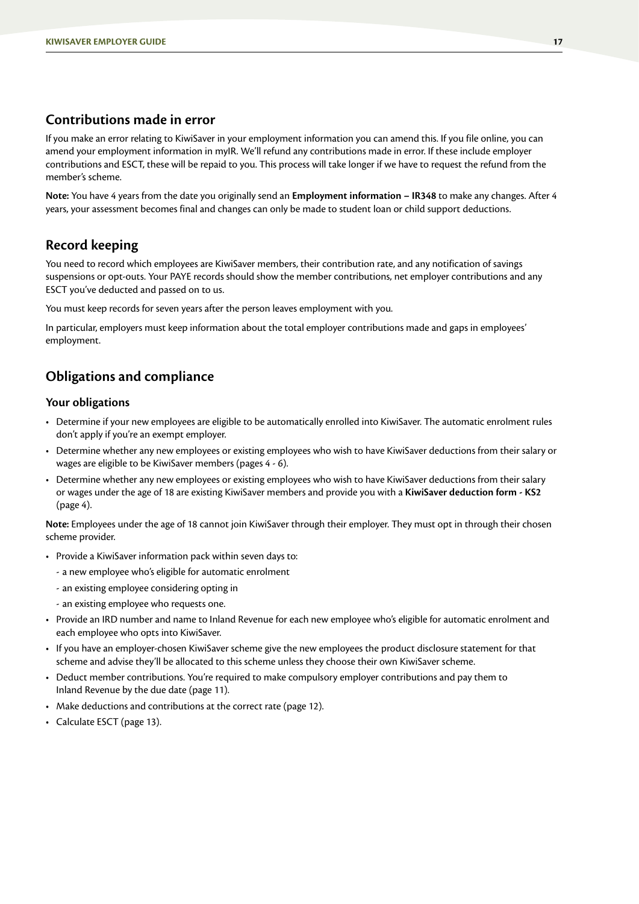## Contributions made in error

If you make an error relating to KiwiSaver in your employment information you can amend this. If you file online, you can amend your employment information in myIR. We'll refund any contributions made in error. If these include employer contributions and ESCT, these will be repaid to you. This process will take longer if we have to request the refund from the member's scheme.

**Note:** You have 4 years from the date you originally send an **Employment information – IR348** to make any changes. After 4 years, your assessment becomes final and changes can only be made to student loan or child support deductions.

## Record keeping

You need to record which employees are KiwiSaver members, their contribution rate, and any notification of savings suspensions or opt-outs. Your PAYE records should show the member contributions, net employer contributions and any ESCT you've deducted and passed on to us.

You must keep records for seven years after the person leaves employment with you.

In particular, employers must keep information about the total employer contributions made and gaps in employees' employment.

## Obligations and compliance

### Your obligations

- Determine if your new employees are eligible to be automatically enrolled into KiwiSaver. The automatic enrolment rules don't apply if you're an exempt employer.
- Determine whether any new employees or existing employees who wish to have KiwiSaver deductions from their salary or wages are eligible to be KiwiSaver members (pages 4 - 6).
- Determine whether any new employees or existing employees who wish to have KiwiSaver deductions from their salary or wages under the age of 18 are existing KiwiSaver members and provide you with a **KiwiSaver deduction form - KS2** (page 4).

**Note:** Employees under the age of 18 cannot join KiwiSaver through their employer. They must opt in through their chosen scheme provider.

- Provide a KiwiSaver information pack within seven days to:
  - a new employee who's eligible for automatic enrolment
  - an existing employee considering opting in
  - an existing employee who requests one.
- Provide an IRD number and name to Inland Revenue for each new employee who's eligible for automatic enrolment and each employee who opts into KiwiSaver.
- If you have an employer-chosen KiwiSaver scheme give the new employees the product disclosure statement for that scheme and advise they'll be allocated to this scheme unless they choose their own KiwiSaver scheme.
- Deduct member contributions. You're required to make compulsory employer contributions and pay them to Inland Revenue by the due date (page 11).
- Make deductions and contributions at the correct rate (page 12).
- Calculate ESCT (page 13).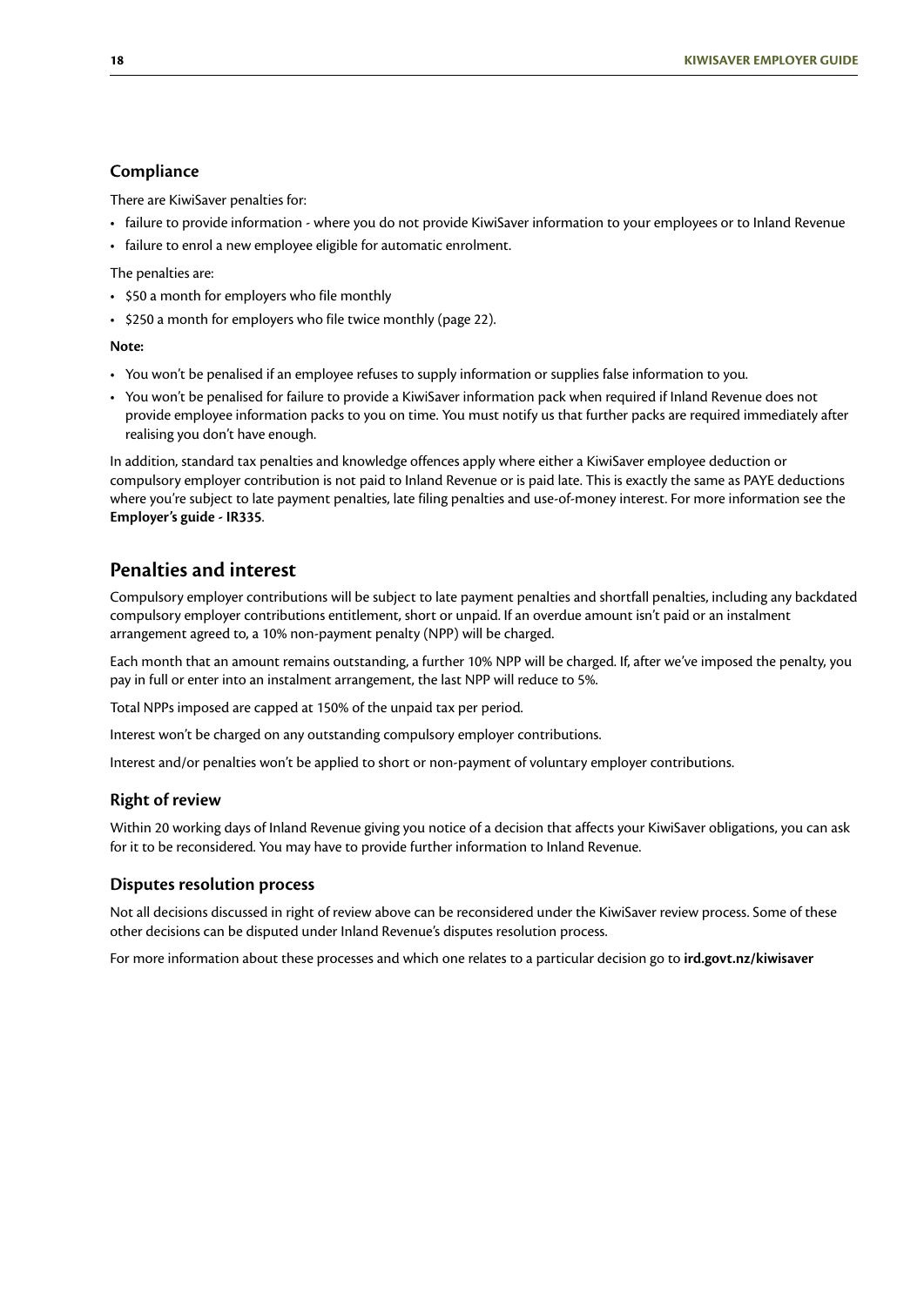### Compliance

There are KiwiSaver penalties for:

- failure to provide information - where you do not provide KiwiSaver information to your employees or to Inland Revenue
- failure to enrol a new employee eligible for automatic enrolment.

The penalties are:

- $50 a month for employers who file monthly
- $250 a month for employers who file twice monthly (page 22).

**Note:**

- You won't be penalised if an employee refuses to supply information or supplies false information to you.
- You won't be penalised for failure to provide a KiwiSaver information pack when required if Inland Revenue does not provide employee information packs to you on time. You must notify us that further packs are required immediately after realising you don't have enough.

In addition, standard tax penalties and knowledge offences apply where either a KiwiSaver employee deduction or compulsory employer contribution is not paid to Inland Revenue or is paid late. This is exactly the same as PAYE deductions where you're subject to late payment penalties, late filing penalties and use-of-money interest. For more information see the **Employer's guide - IR335**.

## Penalties and interest

Compulsory employer contributions will be subject to late payment penalties and shortfall penalties, including any backdated compulsory employer contributions entitlement, short or unpaid. If an overdue amount isn't paid or an instalment arrangement agreed to, a 10% non-payment penalty (NPP) will be charged.

Each month that an amount remains outstanding, a further 10% NPP will be charged. If, after we've imposed the penalty, you pay in full or enter into an instalment arrangement, the last NPP will reduce to 5%.

Total NPPs imposed are capped at 150% of the unpaid tax per period.

Interest won't be charged on any outstanding compulsory employer contributions.

Interest and/or penalties won't be applied to short or non-payment of voluntary employer contributions.

### Right of review

Within 20 working days of Inland Revenue giving you notice of a decision that affects your KiwiSaver obligations, you can ask for it to be reconsidered. You may have to provide further information to Inland Revenue.

### Disputes resolution process

Not all decisions discussed in right of review above can be reconsidered under the KiwiSaver review process. Some of these other decisions can be disputed under Inland Revenue's disputes resolution process.

For more information about these processes and which one relates to a particular decision go to **ird.govt.nz/kiwisaver**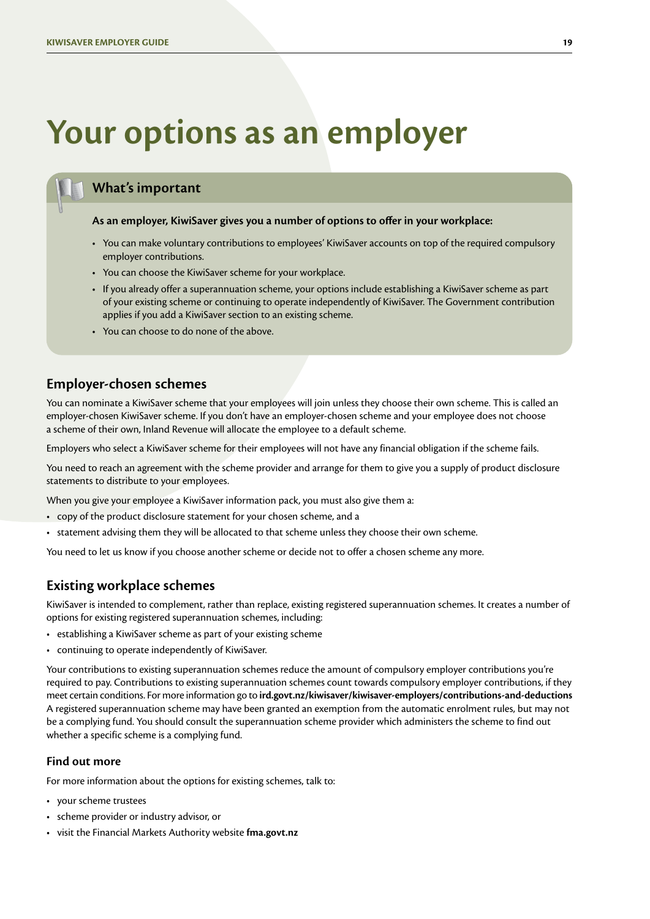# Your options as an employer

## What's important

**As an employer, KiwiSaver gives you a number of options to offer in your workplace:**

- You can make voluntary contributions to employees' KiwiSaver accounts on top of the required compulsory employer contributions.
- You can choose the KiwiSaver scheme for your workplace.
- If you already offer a superannuation scheme, your options include establishing a KiwiSaver scheme as part of your existing scheme or continuing to operate independently of KiwiSaver. The Government contribution applies if you add a KiwiSaver section to an existing scheme.
- You can choose to do none of the above.

## Employer-chosen schemes

You can nominate a KiwiSaver scheme that your employees will join unless they choose their own scheme. This is called an employer-chosen KiwiSaver scheme. If you don't have an employer-chosen scheme and your employee does not choose a scheme of their own, Inland Revenue will allocate the employee to a default scheme.

Employers who select a KiwiSaver scheme for their employees will not have any financial obligation if the scheme fails.

You need to reach an agreement with the scheme provider and arrange for them to give you a supply of product disclosure statements to distribute to your employees.

When you give your employee a KiwiSaver information pack, you must also give them a:

- copy of the product disclosure statement for your chosen scheme, and a
- statement advising them they will be allocated to that scheme unless they choose their own scheme.

You need to let us know if you choose another scheme or decide not to offer a chosen scheme any more.

## Existing workplace schemes

KiwiSaver is intended to complement, rather than replace, existing registered superannuation schemes. It creates a number of options for existing registered superannuation schemes, including:

- establishing a KiwiSaver scheme as part of your existing scheme
- continuing to operate independently of KiwiSaver.

Your contributions to existing superannuation schemes reduce the amount of compulsory employer contributions you're required to pay. Contributions to existing superannuation schemes count towards compulsory employer contributions, if they meet certain conditions. For more information go to **ird.govt.nz/kiwisaver/kiwisaver-employers/contributions-and-deductions** A registered superannuation scheme may have been granted an exemption from the automatic enrolment rules, but may not be a complying fund. You should consult the superannuation scheme provider which administers the scheme to find out whether a specific scheme is a complying fund.

### Find out more

For more information about the options for existing schemes, talk to:

- your scheme trustees
- scheme provider or industry advisor, or
- visit the Financial Markets Authority website **fma.govt.nz**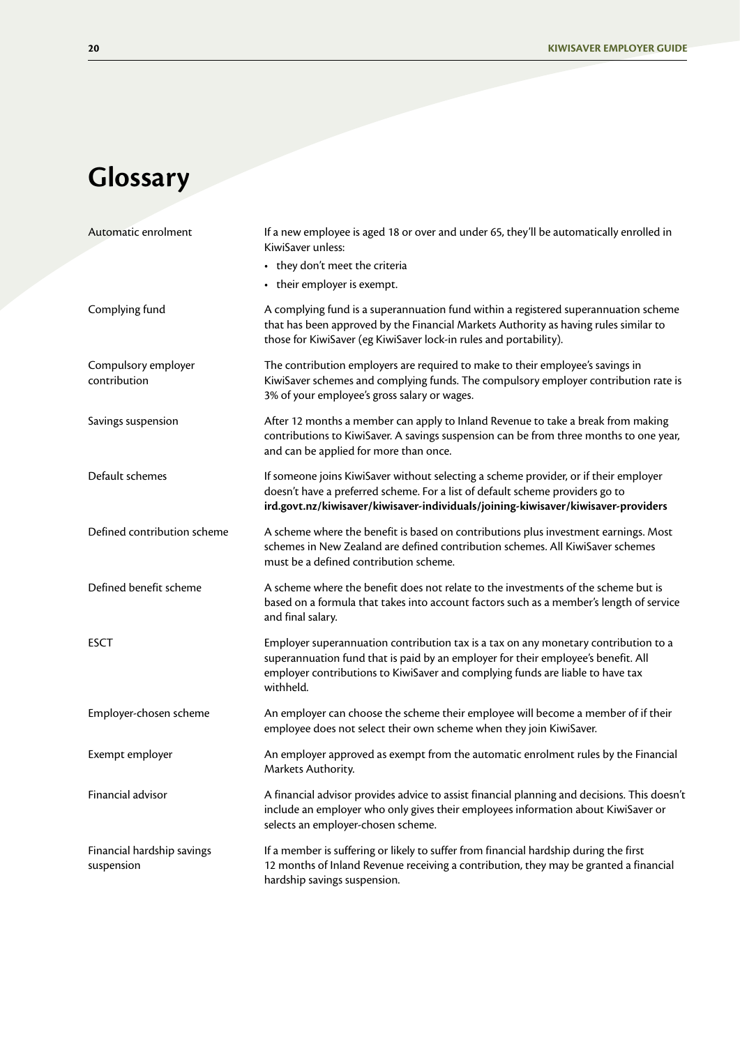# Glossary

| | |
|---|---|
| Automatic enrolment | If a new employee is aged 18 or over and under 65, they'll be automatically enrolled in KiwiSaver unless: • they don't meet the criteria • their employer is exempt. |
| Complying fund | A complying fund is a superannuation fund within a registered superannuation scheme that has been approved by the Financial Markets Authority as having rules similar to those for KiwiSaver (eg KiwiSaver lock-in rules and portability). |
| Compulsory employer contribution | The contribution employers are required to make to their employee's savings in KiwiSaver schemes and complying funds. The compulsory employer contribution rate is 3% of your employee's gross salary or wages. |
| Savings suspension | After 12 months a member can apply to Inland Revenue to take a break from making contributions to KiwiSaver. A savings suspension can be from three months to one year, and can be applied for more than once. |
| Default schemes | If someone joins KiwiSaver without selecting a scheme provider, or if their employer doesn't have a preferred scheme. For a list of default scheme providers go to **ird.govt.nz/kiwisaver/kiwisaver-individuals/joining-kiwisaver/kiwisaver-providers** |
| Defined contribution scheme | A scheme where the benefit is based on contributions plus investment earnings. Most schemes in New Zealand are defined contribution schemes. All KiwiSaver schemes must be a defined contribution scheme. |
| Defined benefit scheme | A scheme where the benefit does not relate to the investments of the scheme but is based on a formula that takes into account factors such as a member's length of service and final salary. |
| ESCT | Employer superannuation contribution tax is a tax on any monetary contribution to a superannuation fund that is paid by an employer for their employee's benefit. All employer contributions to KiwiSaver and complying funds are liable to have tax withheld. |
| Employer-chosen scheme | An employer can choose the scheme their employee will become a member of if their employee does not select their own scheme when they join KiwiSaver. |
| Exempt employer | An employer approved as exempt from the automatic enrolment rules by the Financial Markets Authority. |
| Financial advisor | A financial advisor provides advice to assist financial planning and decisions. This doesn't include an employer who only gives their employees information about KiwiSaver or selects an employer-chosen scheme. |
| Financial hardship savings suspension | If a member is suffering or likely to suffer from financial hardship during the first 12 months of Inland Revenue receiving a contribution, they may be granted a financial hardship savings suspension. |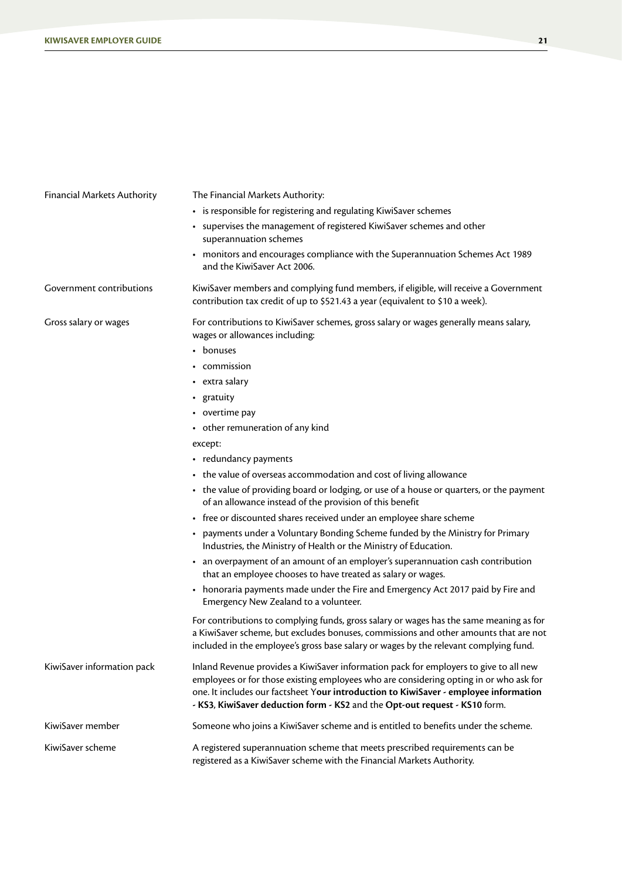| | |
|---|---|
| Financial Markets Authority | The Financial Markets Authority:<br>• is responsible for registering and regulating KiwiSaver schemes<br>• supervises the management of registered KiwiSaver schemes and other superannuation schemes<br>• monitors and encourages compliance with the Superannuation Schemes Act 1989 and the KiwiSaver Act 2006. |
| Government contributions | KiwiSaver members and complying fund members, if eligible, will receive a Government contribution tax credit of up to $521.43 a year (equivalent to $10 a week). |
| Gross salary or wages | For contributions to KiwiSaver schemes, gross salary or wages generally means salary, wages or allowances including:<br>• bonuses<br>• commission<br>• extra salary<br>• gratuity<br>• overtime pay<br>• other remuneration of any kind<br>except:<br>• redundancy payments<br>• the value of overseas accommodation and cost of living allowance<br>• the value of providing board or lodging, or use of a house or quarters, or the payment of an allowance instead of the provision of this benefit<br>• free or discounted shares received under an employee share scheme<br>• payments under a Voluntary Bonding Scheme funded by the Ministry for Primary Industries, the Ministry of Health or the Ministry of Education.<br>• an overpayment of an amount of an employer's superannuation cash contribution that an employee chooses to have treated as salary or wages.<br>• honoraria payments made under the Fire and Emergency Act 2017 paid by Fire and Emergency New Zealand to a volunteer.<br>For contributions to complying funds, gross salary or wages has the same meaning as for a KiwiSaver scheme, but excludes bonuses, commissions and other amounts that are not included in the employee's gross base salary or wages by the relevant complying fund. |
| KiwiSaver information pack | Inland Revenue provides a KiwiSaver information pack for employers to give to all new employees or for those existing employees who are considering opting in or who ask for one. It includes our factsheet **Your introduction to KiwiSaver - employee information - KS3**, **KiwiSaver deduction form - KS2** and the **Opt-out request - KS10** form. |
| KiwiSaver member | Someone who joins a KiwiSaver scheme and is entitled to benefits under the scheme. |
| KiwiSaver scheme | A registered superannuation scheme that meets prescribed requirements can be registered as a KiwiSaver scheme with the Financial Markets Authority. |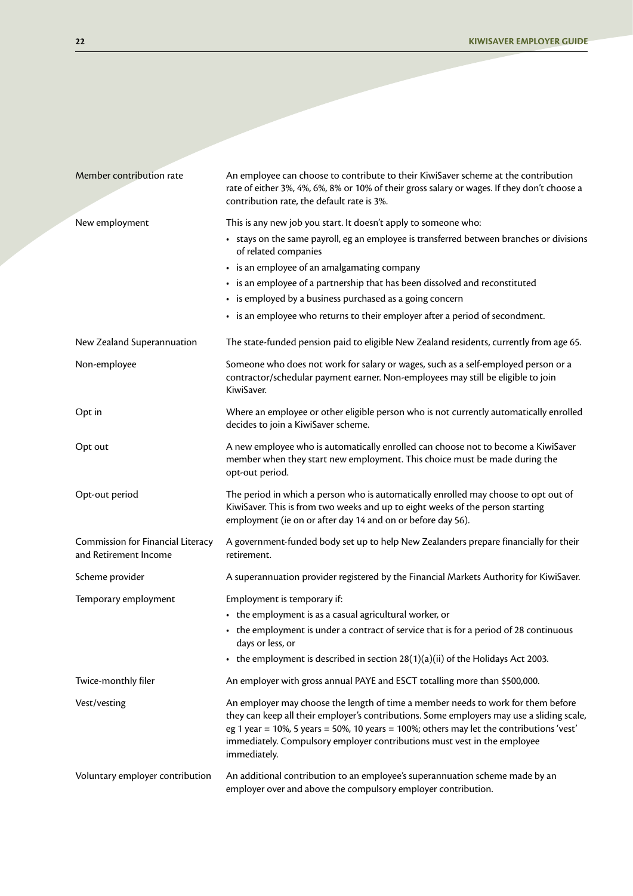| | |
|---|---|
| Member contribution rate | An employee can choose to contribute to their KiwiSaver scheme at the contribution rate of either 3%, 4%, 6%, 8% or 10% of their gross salary or wages. If they don't choose a contribution rate, the default rate is 3%. |
| New employment | This is any new job you start. It doesn't apply to someone who:<br>• stays on the same payroll, eg an employee is transferred between branches or divisions of related companies<br>• is an employee of an amalgamating company<br>• is an employee of a partnership that has been dissolved and reconstituted<br>• is employed by a business purchased as a going concern<br>• is an employee who returns to their employer after a period of secondment. |
| New Zealand Superannuation | The state-funded pension paid to eligible New Zealand residents, currently from age 65. |
| Non-employee | Someone who does not work for salary or wages, such as a self-employed person or a contractor/schedular payment earner. Non-employees may still be eligible to join KiwiSaver. |
| Opt in | Where an employee or other eligible person who is not currently automatically enrolled decides to join a KiwiSaver scheme. |
| Opt out | A new employee who is automatically enrolled can choose not to become a KiwiSaver member when they start new employment. This choice must be made during the opt-out period. |
| Opt-out period | The period in which a person who is automatically enrolled may choose to opt out of KiwiSaver. This is from two weeks and up to eight weeks of the person starting employment (ie on or after day 14 and on or before day 56). |
| Commission for Financial Literacy and Retirement Income | A government-funded body set up to help New Zealanders prepare financially for their retirement. |
| Scheme provider | A superannuation provider registered by the Financial Markets Authority for KiwiSaver. |
| Temporary employment | Employment is temporary if:<br>• the employment is as a casual agricultural worker, or<br>• the employment is under a contract of service that is for a period of 28 continuous days or less, or<br>• the employment is described in section 28(1)(a)(ii) of the Holidays Act 2003. |
| Twice-monthly filer | An employer with gross annual PAYE and ESCT totalling more than $500,000. |
| Vest/vesting | An employer may choose the length of time a member needs to work for them before they can keep all their employer's contributions. Some employers may use a sliding scale, eg 1 year = 10%, 5 years = 50%, 10 years = 100%; others may let the contributions 'vest' immediately. Compulsory employer contributions must vest in the employee immediately. |
| Voluntary employer contribution | An additional contribution to an employee's superannuation scheme made by an employer over and above the compulsory employer contribution. |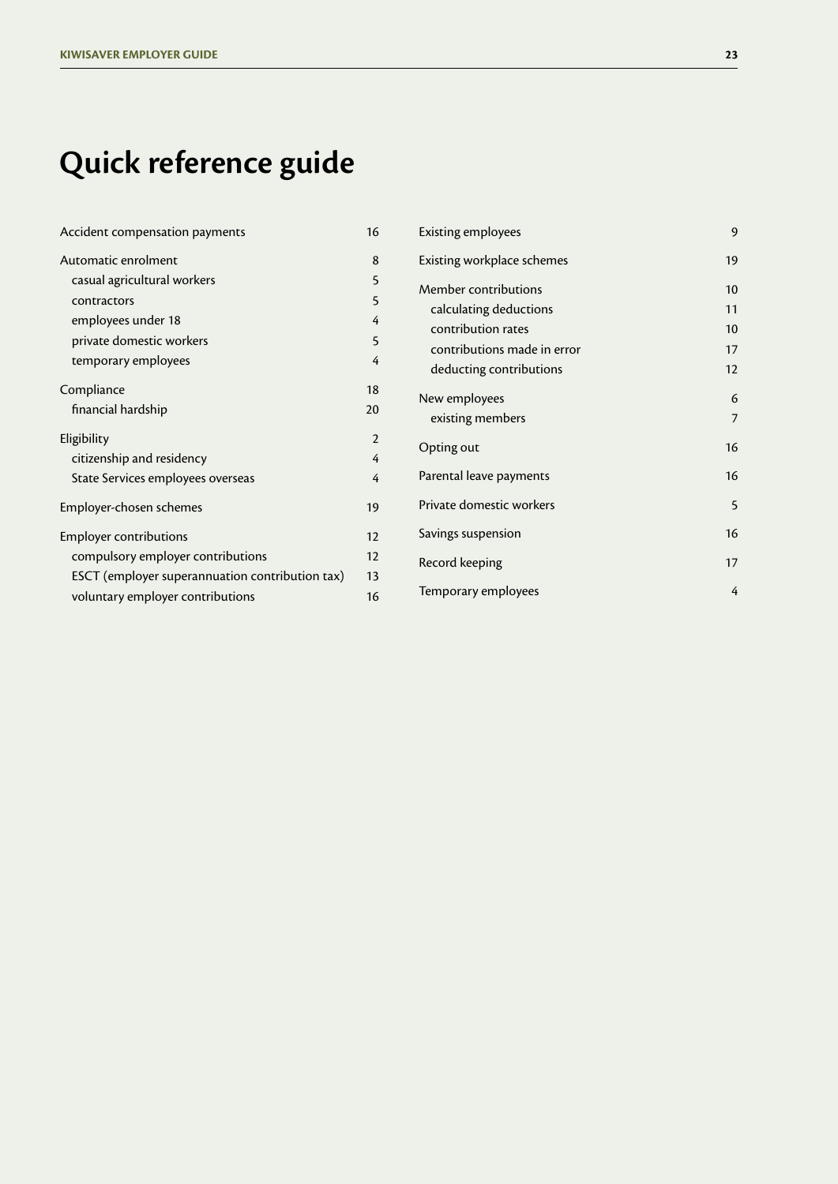# Quick reference guide

| Topic | Page |
|---|---|
| Accident compensation payments | 16 |
| Automatic enrolment | 8 |
| casual agricultural workers | 5 |
| contractors | 5 |
| employees under 18 | 4 |
| private domestic workers | 5 |
| temporary employees | 4 |
| Compliance | 18 |
| financial hardship | 20 |
| Eligibility | 2 |
| citizenship and residency | 4 |
| State Services employees overseas | 4 |
| Employer-chosen schemes | 19 |
| Employer contributions | 12 |
| compulsory employer contributions | 12 |
| ESCT (employer superannuation contribution tax) | 13 |
| voluntary employer contributions | 16 |
| Existing employees | 9 |
| Existing workplace schemes | 19 |
| Member contributions | 10 |
| calculating deductions | 11 |
| contribution rates | 10 |
| contributions made in error | 17 |
| deducting contributions | 12 |
| New employees | 6 |
| existing members | 7 |
| Opting out | 16 |
| Parental leave payments | 16 |
| Private domestic workers | 5 |
| Savings suspension | 16 |
| Record keeping | 17 |
| Temporary employees | 4 |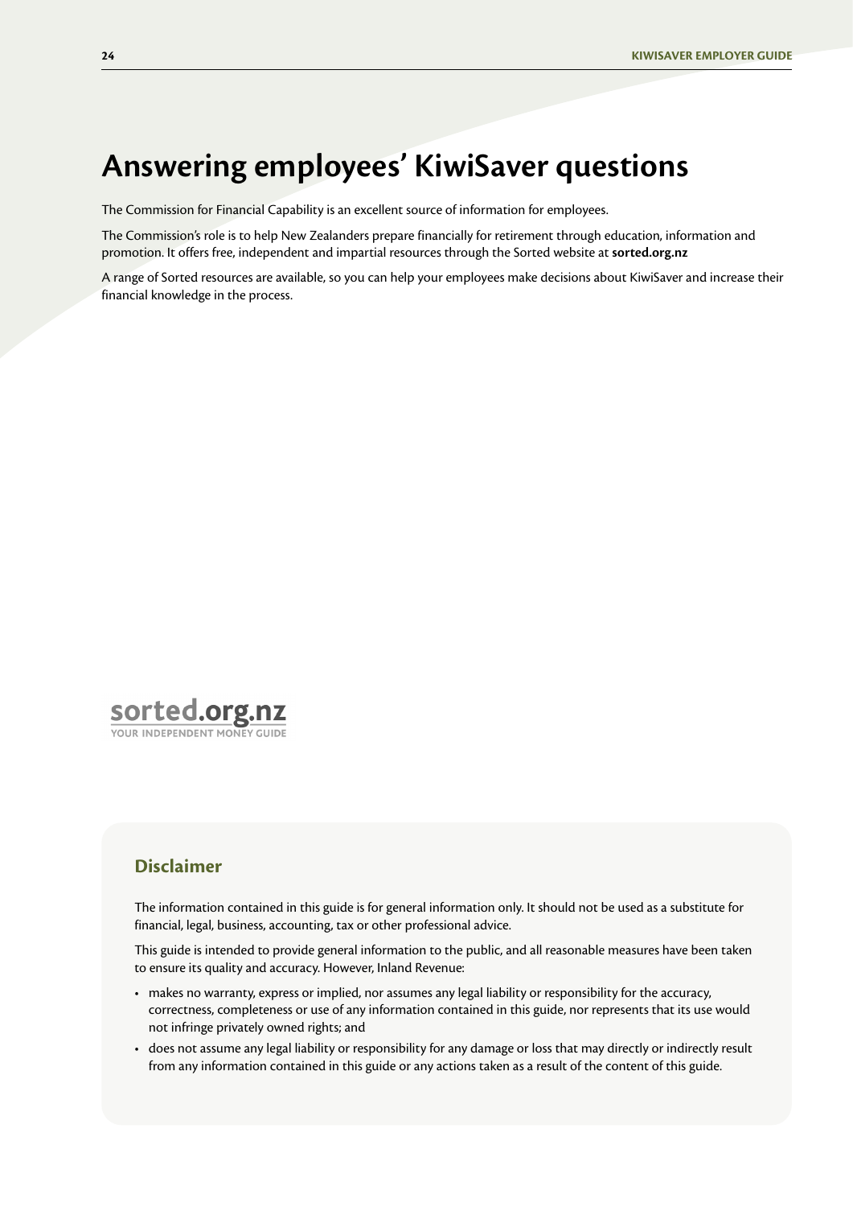# Answering employees' KiwiSaver questions

The Commission for Financial Capability is an excellent source of information for employees.

The Commission's role is to help New Zealanders prepare financially for retirement through education, information and promotion. It offers free, independent and impartial resources through the Sorted website at **sorted.org.nz**

A range of Sorted resources are available, so you can help your employees make decisions about KiwiSaver and increase their financial knowledge in the process.

sorted.org.nz
YOUR INDEPENDENT MONEY GUIDE

## Disclaimer

The information contained in this guide is for general information only. It should not be used as a substitute for financial, legal, business, accounting, tax or other professional advice.

This guide is intended to provide general information to the public, and all reasonable measures have been taken to ensure its quality and accuracy. However, Inland Revenue:

- makes no warranty, express or implied, nor assumes any legal liability or responsibility for the accuracy, correctness, completeness or use of any information contained in this guide, nor represents that its use would not infringe privately owned rights; and
- does not assume any legal liability or responsibility for any damage or loss that may directly or indirectly result from any information contained in this guide or any actions taken as a result of the content of this guide.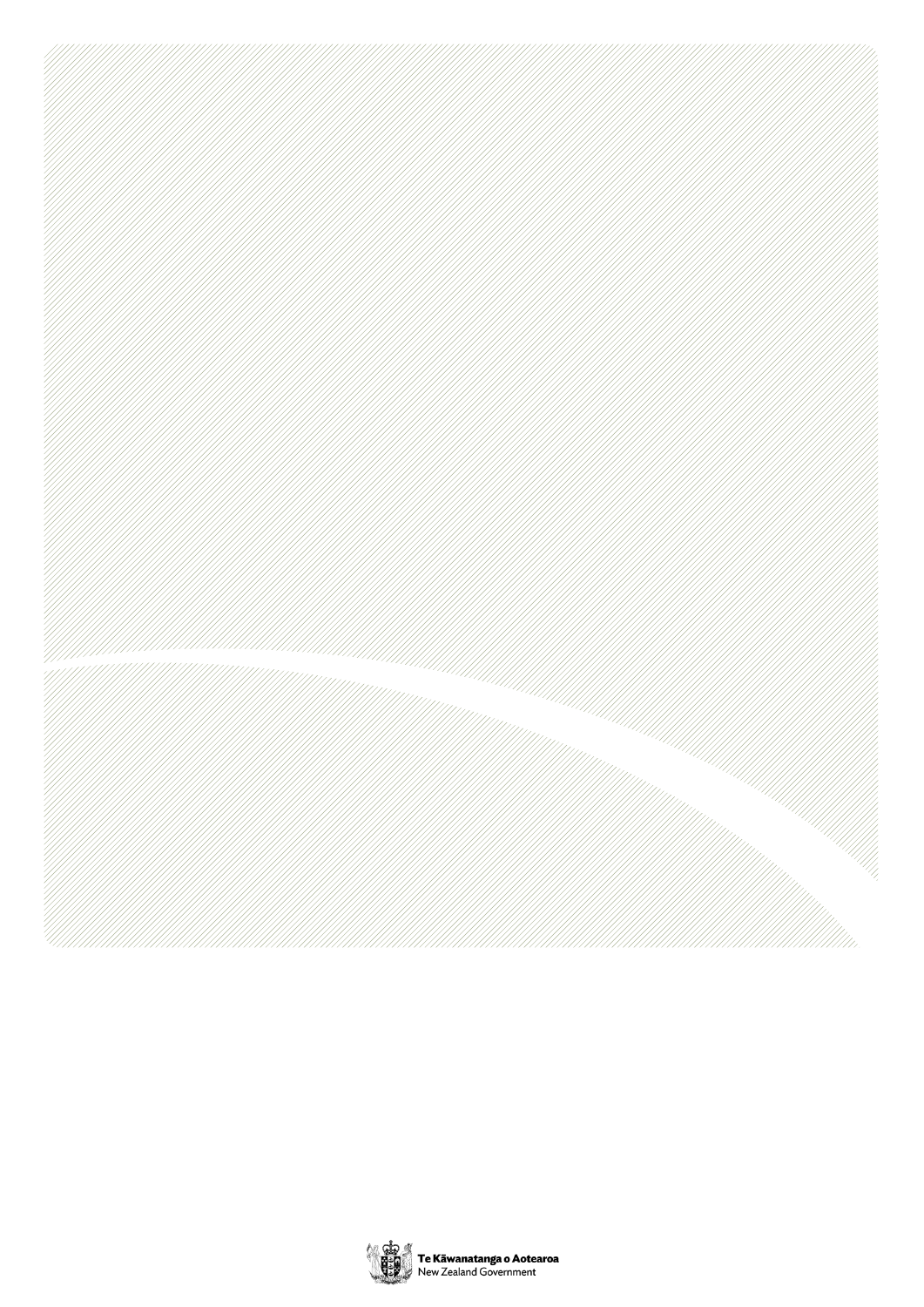Te Kāwanatanga o Aotearoa
New Zealand Government